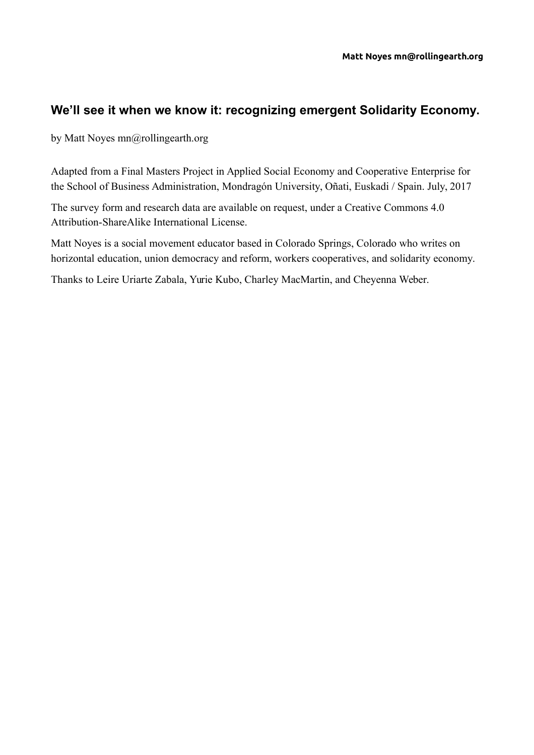# We’ll see it when we know it: recognizing emergent Solidarity Economy.

by Matt Noyes mn@rollingearth.org

Adapted from a Final Masters Project in Applied Social Economy and Cooperative Enterprise for the School of Business Administration, Mondragón University, Oñati, Euskadi / Spain. July, 2017

The survey form and research data are available on request, under a Creative Commons 4.0 Attribution-ShareAlike International License.

Matt Noyes is a social movement educator based in Colorado Springs, Colorado who writes on horizontal education, union democracy and reform, workers cooperatives, and solidarity economy.

Thanks to Leire Uriarte Zabala, Yurie Kubo, Charley MacMartin, and Cheyenna Weber.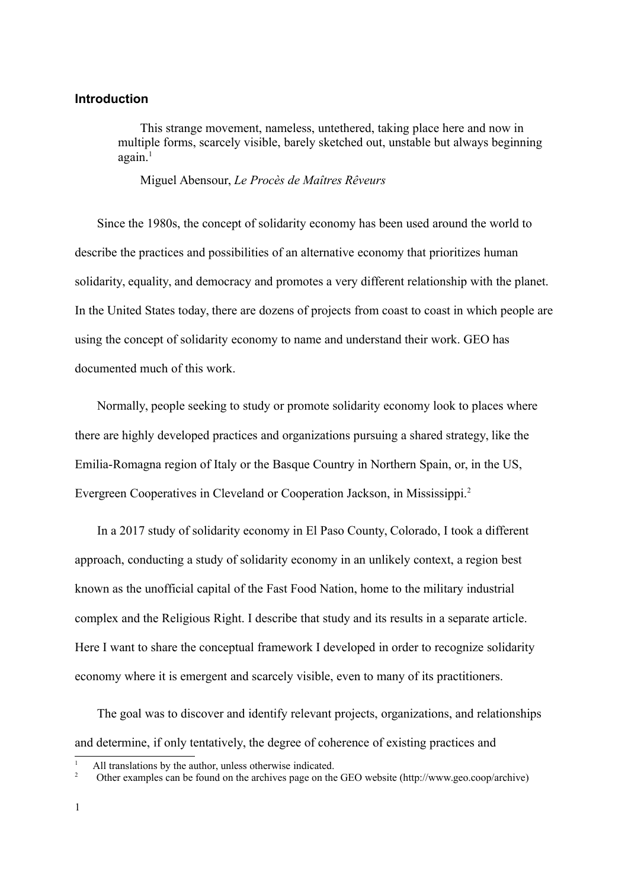## Introduction

> This strange movement, nameless, untethered, taking place here and now in multiple forms, scarcely visible, barely sketched out, unstable but always beginning again.[1]
>
> Miguel Abensour, *Le Procès de Maîtres Rêveurs*

Since the 1980s, the concept of solidarity economy has been used around the world to describe the practices and possibilities of an alternative economy that prioritizes human solidarity, equality, and democracy and promotes a very different relationship with the planet. In the United States today, there are dozens of projects from coast to coast in which people are using the concept of solidarity economy to name and understand their work. GEO has documented much of this work.

Normally, people seeking to study or promote solidarity economy look to places where there are highly developed practices and organizations pursuing a shared strategy, like the Emilia-Romagna region of Italy or the Basque Country in Northern Spain, or, in the US, Evergreen Cooperatives in Cleveland or Cooperation Jackson, in Mississippi.[2]

In a 2017 study of solidarity economy in El Paso County, Colorado, I took a different approach, conducting a study of solidarity economy in an unlikely context, a region best known as the unofficial capital of the Fast Food Nation, home to the military industrial complex and the Religious Right. I describe that study and its results in a separate article. Here I want to share the conceptual framework I developed in order to recognize solidarity economy where it is emergent and scarcely visible, even to many of its practitioners.

The goal was to discover and identify relevant projects, organizations, and relationships and determine, if only tentatively, the degree of coherence of existing practices and

---

[1] All translations by the author, unless otherwise indicated.

[2] Other examples can be found on the archives page on the GEO website (http://www.geo.coop/archive)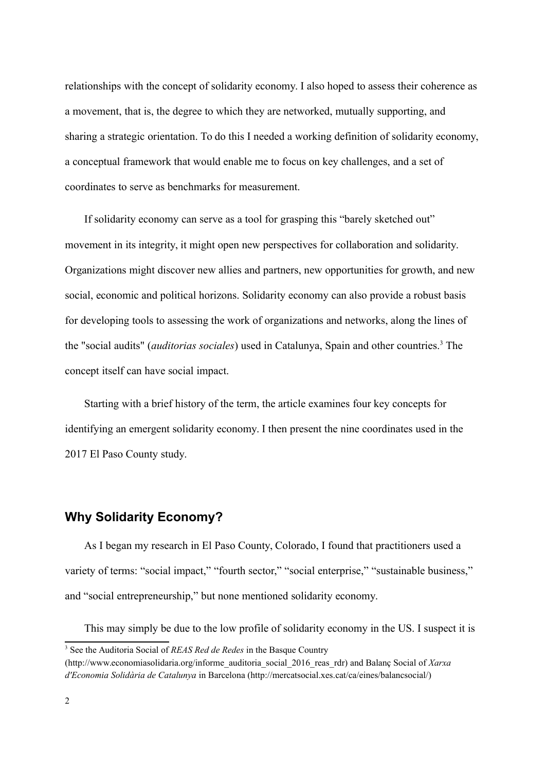relationships with the concept of solidarity economy. I also hoped to assess their coherence as a movement, that is, the degree to which they are networked, mutually supporting, and sharing a strategic orientation. To do this I needed a working definition of solidarity economy, a conceptual framework that would enable me to focus on key challenges, and a set of coordinates to serve as benchmarks for measurement.

If solidarity economy can serve as a tool for grasping this "barely sketched out" movement in its integrity, it might open new perspectives for collaboration and solidarity. Organizations might discover new allies and partners, new opportunities for growth, and new social, economic and political horizons. Solidarity economy can also provide a robust basis for developing tools to assessing the work of organizations and networks, along the lines of the "social audits" (*auditorias sociales*) used in Catalunya, Spain and other countries.[3] The concept itself can have social impact.

Starting with a brief history of the term, the article examines four key concepts for identifying an emergent solidarity economy. I then present the nine coordinates used in the 2017 El Paso County study.

## Why Solidarity Economy?

As I began my research in El Paso County, Colorado, I found that practitioners used a variety of terms: "social impact," "fourth sector," "social enterprise," "sustainable business," and "social entrepreneurship," but none mentioned solidarity economy.

This may simply be due to the low profile of solidarity economy in the US. I suspect it is

[3] See the Auditoria Social of *REAS Red de Redes* in the Basque Country (http://www.economiasolidaria.org/informe_auditoria_social_2016_reas_rdr) and Balanç Social of *Xarxa d'Economia Solidària de Catalunya* in Barcelona (http://mercatsocial.xes.cat/ca/eines/balancsocial/)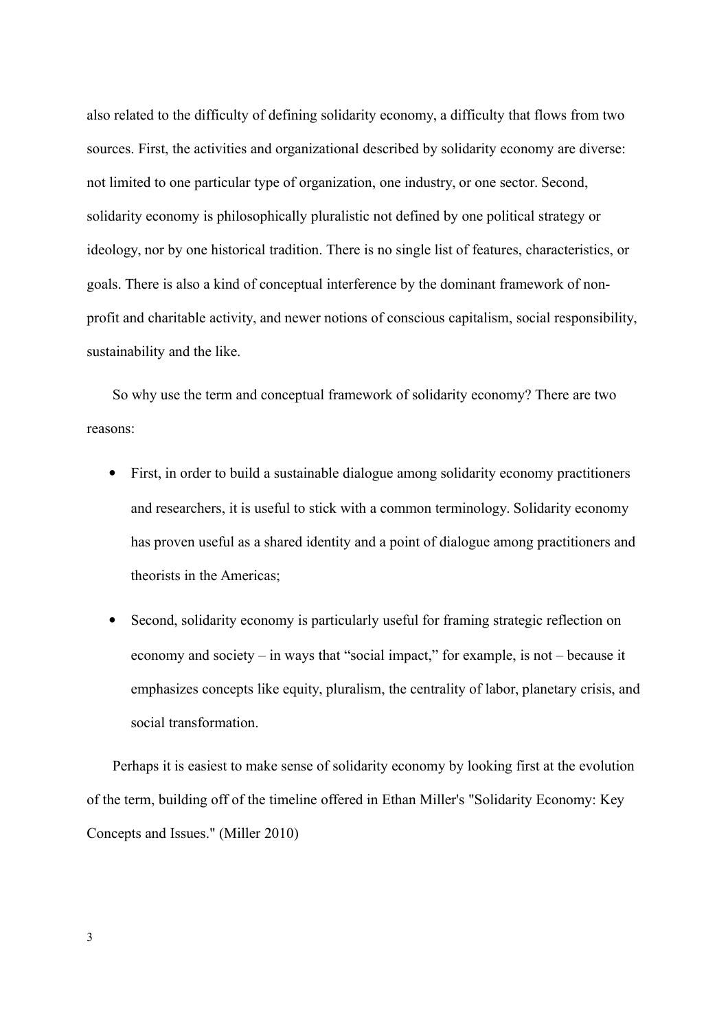also related to the difficulty of defining solidarity economy, a difficulty that flows from two sources. First, the activities and organizational described by solidarity economy are diverse: not limited to one particular type of organization, one industry, or one sector. Second, solidarity economy is philosophically pluralistic not defined by one political strategy or ideology, nor by one historical tradition. There is no single list of features, characteristics, or goals. There is also a kind of conceptual interference by the dominant framework of non-profit and charitable activity, and newer notions of conscious capitalism, social responsibility, sustainability and the like.

So why use the term and conceptual framework of solidarity economy? There are two reasons:

- First, in order to build a sustainable dialogue among solidarity economy practitioners and researchers, it is useful to stick with a common terminology. Solidarity economy has proven useful as a shared identity and a point of dialogue among practitioners and theorists in the Americas;
- Second, solidarity economy is particularly useful for framing strategic reflection on economy and society – in ways that "social impact," for example, is not – because it emphasizes concepts like equity, pluralism, the centrality of labor, planetary crisis, and social transformation.

Perhaps it is easiest to make sense of solidarity economy by looking first at the evolution of the term, building off of the timeline offered in Ethan Miller's "Solidarity Economy: Key Concepts and Issues." (Miller 2010)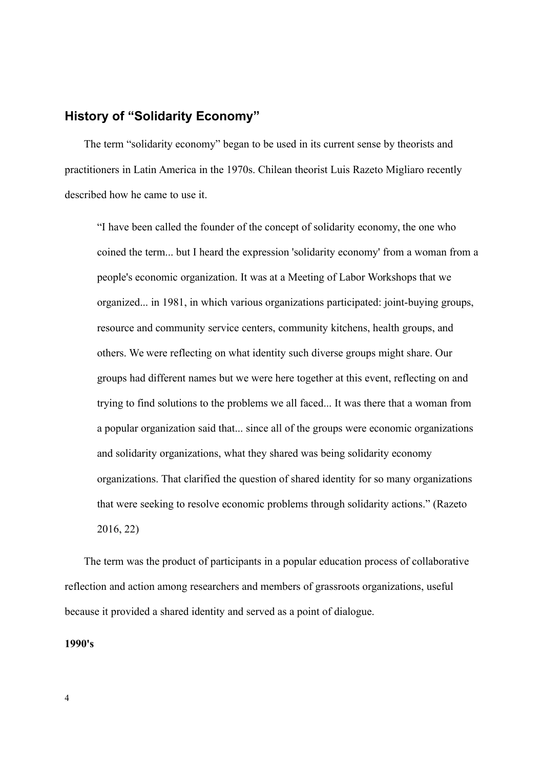## History of "Solidarity Economy"

The term "solidarity economy" began to be used in its current sense by theorists and practitioners in Latin America in the 1970s. Chilean theorist Luis Razeto Migliaro recently described how he came to use it.

> "I have been called the founder of the concept of solidarity economy, the one who coined the term... but I heard the expression 'solidarity economy' from a woman from a people's economic organization. It was at a Meeting of Labor Workshops that we organized... in 1981, in which various organizations participated: joint-buying groups, resource and community service centers, community kitchens, health groups, and others. We were reflecting on what identity such diverse groups might share. Our groups had different names but we were here together at this event, reflecting on and trying to find solutions to the problems we all faced... It was there that a woman from a popular organization said that... since all of the groups were economic organizations and solidarity organizations, what they shared was being solidarity economy organizations. That clarified the question of shared identity for so many organizations that were seeking to resolve economic problems through solidarity actions." (Razeto 2016, 22)

The term was the product of participants in a popular education process of collaborative reflection and action among researchers and members of grassroots organizations, useful because it provided a shared identity and served as a point of dialogue.

**1990's**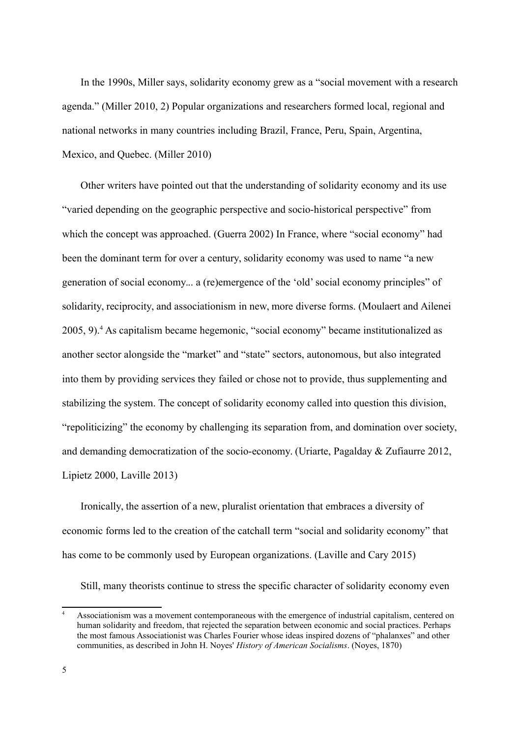In the 1990s, Miller says, solidarity economy grew as a "social movement with a research agenda." (Miller 2010, 2) Popular organizations and researchers formed local, regional and national networks in many countries including Brazil, France, Peru, Spain, Argentina, Mexico, and Quebec. (Miller 2010)

Other writers have pointed out that the understanding of solidarity economy and its use "varied depending on the geographic perspective and socio-historical perspective" from which the concept was approached. (Guerra 2002) In France, where "social economy" had been the dominant term for over a century, solidarity economy was used to name "a new generation of social economy... a (re)emergence of the 'old' social economy principles" of solidarity, reciprocity, and associationism in new, more diverse forms. (Moulaert and Ailenei 2005, 9).[4] As capitalism became hegemonic, "social economy" became institutionalized as another sector alongside the "market" and "state" sectors, autonomous, but also integrated into them by providing services they failed or chose not to provide, thus supplementing and stabilizing the system. The concept of solidarity economy called into question this division, "repoliticizing" the economy by challenging its separation from, and domination over society, and demanding democratization of the socio-economy. (Uriarte, Pagalday & Zufiaurre 2012, Lipietz 2000, Laville 2013)

Ironically, the assertion of a new, pluralist orientation that embraces a diversity of economic forms led to the creation of the catchall term "social and solidarity economy" that has come to be commonly used by European organizations. (Laville and Cary 2015)

Still, many theorists continue to stress the specific character of solidarity economy even

[4] Associationism was a movement contemporaneous with the emergence of industrial capitalism, centered on human solidarity and freedom, that rejected the separation between economic and social practices. Perhaps the most famous Associationist was Charles Fourier whose ideas inspired dozens of "phalanxes" and other communities, as described in John H. Noyes' *History of American Socialisms*. (Noyes, 1870)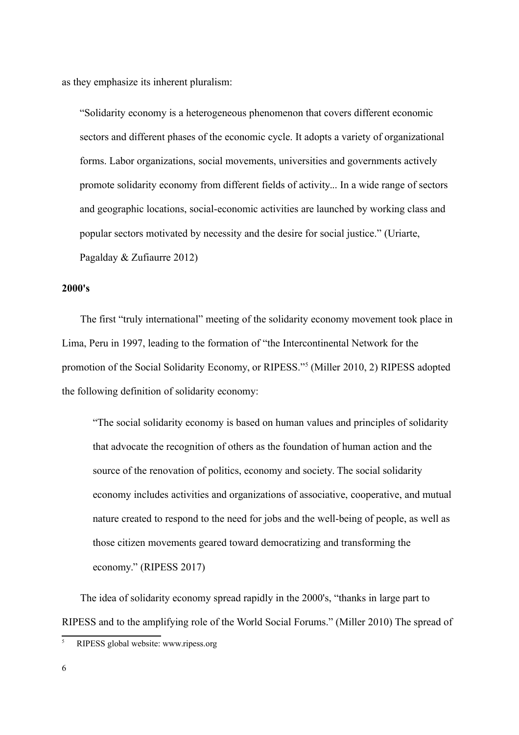as they emphasize its inherent pluralism:

> "Solidarity economy is a heterogeneous phenomenon that covers different economic sectors and different phases of the economic cycle. It adopts a variety of organizational forms. Labor organizations, social movements, universities and governments actively promote solidarity economy from different fields of activity... In a wide range of sectors and geographic locations, social-economic activities are launched by working class and popular sectors motivated by necessity and the desire for social justice." (Uriarte, Pagalday & Zufiaurre 2012)

**2000's**

The first "truly international" meeting of the solidarity economy movement took place in Lima, Peru in 1997, leading to the formation of "the Intercontinental Network for the promotion of the Social Solidarity Economy, or RIPESS."[5] (Miller 2010, 2) RIPESS adopted the following definition of solidarity economy:

> "The social solidarity economy is based on human values and principles of solidarity that advocate the recognition of others as the foundation of human action and the source of the renovation of politics, economy and society. The social solidarity economy includes activities and organizations of associative, cooperative, and mutual nature created to respond to the need for jobs and the well-being of people, as well as those citizen movements geared toward democratizing and transforming the economy." (RIPESS 2017)

The idea of solidarity economy spread rapidly in the 2000's, "thanks in large part to RIPESS and to the amplifying role of the World Social Forums." (Miller 2010) The spread of

[5] RIPESS global website: www.ripess.org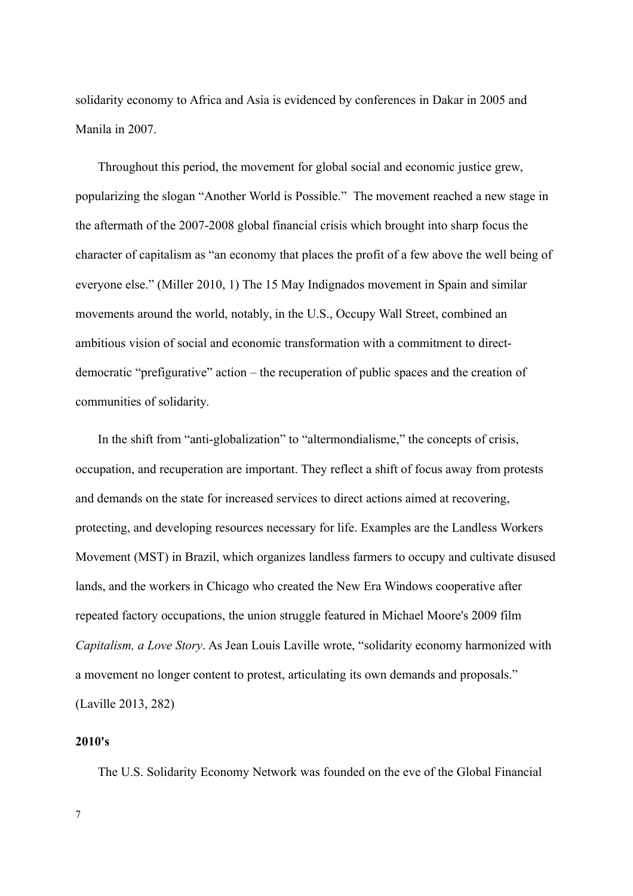solidarity economy to Africa and Asia is evidenced by conferences in Dakar in 2005 and Manila in 2007.

Throughout this period, the movement for global social and economic justice grew, popularizing the slogan "Another World is Possible." The movement reached a new stage in the aftermath of the 2007-2008 global financial crisis which brought into sharp focus the character of capitalism as "an economy that places the profit of a few above the well being of everyone else." (Miller 2010, 1) The 15 May Indignados movement in Spain and similar movements around the world, notably, in the U.S., Occupy Wall Street, combined an ambitious vision of social and economic transformation with a commitment to direct-democratic "prefigurative" action – the recuperation of public spaces and the creation of communities of solidarity.

In the shift from "anti-globalization" to "altermondialisme," the concepts of crisis, occupation, and recuperation are important. They reflect a shift of focus away from protests and demands on the state for increased services to direct actions aimed at recovering, protecting, and developing resources necessary for life. Examples are the Landless Workers Movement (MST) in Brazil, which organizes landless farmers to occupy and cultivate disused lands, and the workers in Chicago who created the New Era Windows cooperative after repeated factory occupations, the union struggle featured in Michael Moore's 2009 film *Capitalism, a Love Story*. As Jean Louis Laville wrote, "solidarity economy harmonized with a movement no longer content to protest, articulating its own demands and proposals." (Laville 2013, 282)

**2010's**

The U.S. Solidarity Economy Network was founded on the eve of the Global Financial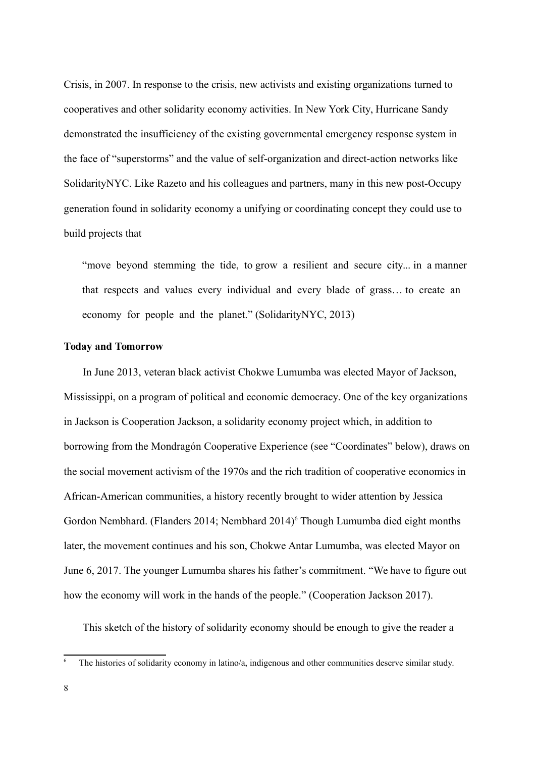Crisis, in 2007. In response to the crisis, new activists and existing organizations turned to cooperatives and other solidarity economy activities. In New York City, Hurricane Sandy demonstrated the insufficiency of the existing governmental emergency response system in the face of "superstorms" and the value of self-organization and direct-action networks like SolidarityNYC. Like Razeto and his colleagues and partners, many in this new post-Occupy generation found in solidarity economy a unifying or coordinating concept they could use to build projects that

> "move beyond stemming the tide, to grow a resilient and secure city... in a manner that respects and values every individual and every blade of grass… to create an economy for people and the planet." (SolidarityNYC, 2013)

**Today and Tomorrow**

In June 2013, veteran black activist Chokwe Lumumba was elected Mayor of Jackson, Mississippi, on a program of political and economic democracy. One of the key organizations in Jackson is Cooperation Jackson, a solidarity economy project which, in addition to borrowing from the Mondragón Cooperative Experience (see "Coordinates" below), draws on the social movement activism of the 1970s and the rich tradition of cooperative economics in African-American communities, a history recently brought to wider attention by Jessica Gordon Nembhard. (Flanders 2014; Nembhard 2014)[6] Though Lumumba died eight months later, the movement continues and his son, Chokwe Antar Lumumba, was elected Mayor on June 6, 2017. The younger Lumumba shares his father's commitment. "We have to figure out how the economy will work in the hands of the people." (Cooperation Jackson 2017).

This sketch of the history of solidarity economy should be enough to give the reader a

[6] The histories of solidarity economy in latino/a, indigenous and other communities deserve similar study.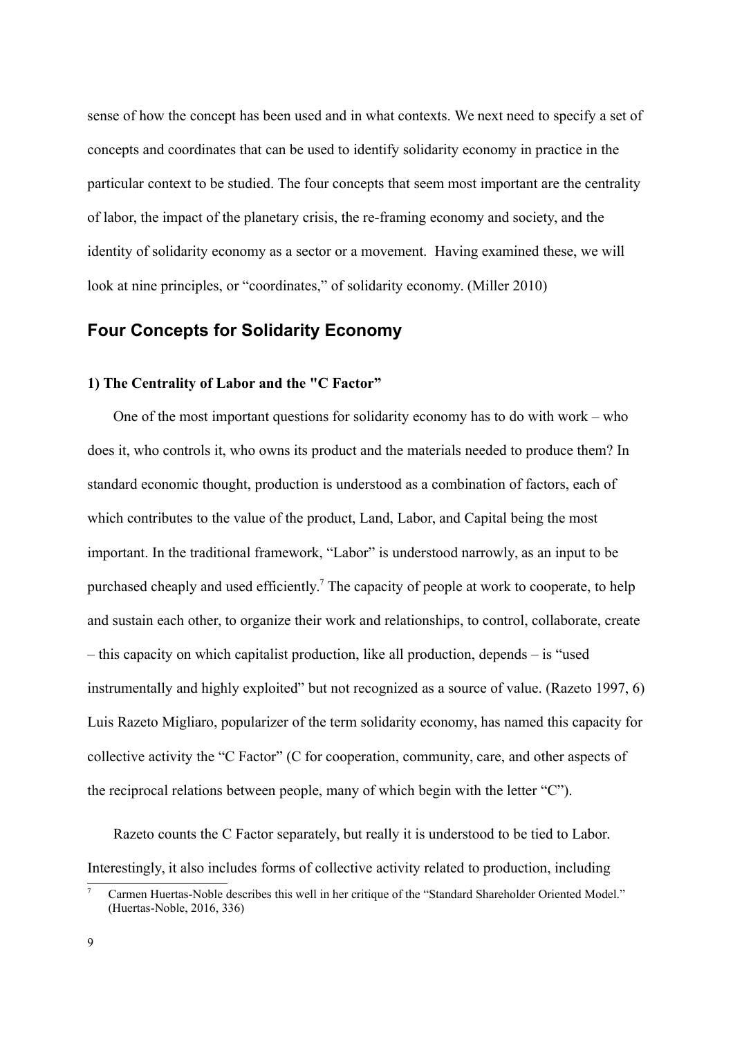sense of how the concept has been used and in what contexts. We next need to specify a set of concepts and coordinates that can be used to identify solidarity economy in practice in the particular context to be studied. The four concepts that seem most important are the centrality of labor, the impact of the planetary crisis, the re-framing economy and society, and the identity of solidarity economy as a sector or a movement. Having examined these, we will look at nine principles, or "coordinates," of solidarity economy. (Miller 2010)

## Four Concepts for Solidarity Economy

### 1) The Centrality of Labor and the "C Factor"

One of the most important questions for solidarity economy has to do with work – who does it, who controls it, who owns its product and the materials needed to produce them? In standard economic thought, production is understood as a combination of factors, each of which contributes to the value of the product, Land, Labor, and Capital being the most important. In the traditional framework, "Labor" is understood narrowly, as an input to be purchased cheaply and used efficiently.[7] The capacity of people at work to cooperate, to help and sustain each other, to organize their work and relationships, to control, collaborate, create – this capacity on which capitalist production, like all production, depends – is "used instrumentally and highly exploited" but not recognized as a source of value. (Razeto 1997, 6) Luis Razeto Migliaro, popularizer of the term solidarity economy, has named this capacity for collective activity the "C Factor" (C for cooperation, community, care, and other aspects of the reciprocal relations between people, many of which begin with the letter "C").

Razeto counts the C Factor separately, but really it is understood to be tied to Labor. Interestingly, it also includes forms of collective activity related to production, including

[7] Carmen Huertas-Noble describes this well in her critique of the "Standard Shareholder Oriented Model." (Huertas-Noble, 2016, 336)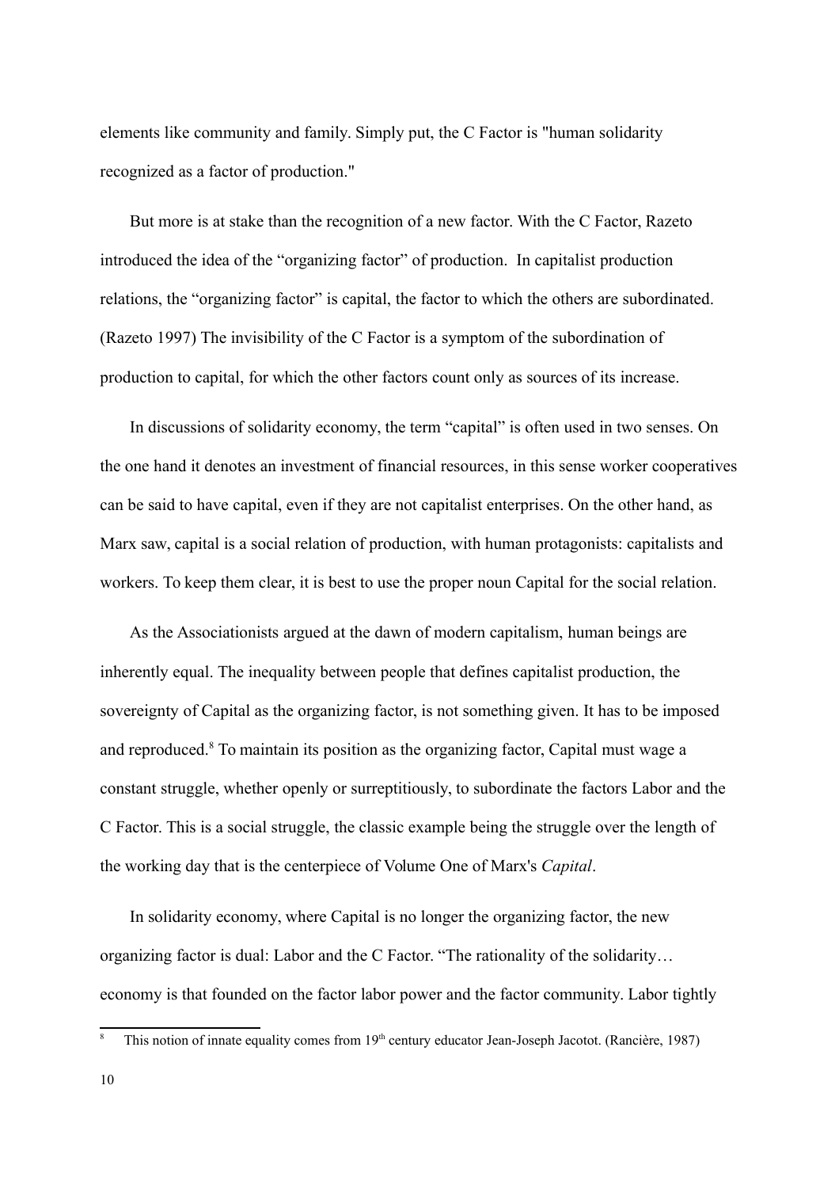elements like community and family. Simply put, the C Factor is "human solidarity recognized as a factor of production."

But more is at stake than the recognition of a new factor. With the C Factor, Razeto introduced the idea of the "organizing factor" of production. In capitalist production relations, the "organizing factor" is capital, the factor to which the others are subordinated. (Razeto 1997) The invisibility of the C Factor is a symptom of the subordination of production to capital, for which the other factors count only as sources of its increase.

In discussions of solidarity economy, the term "capital" is often used in two senses. On the one hand it denotes an investment of financial resources, in this sense worker cooperatives can be said to have capital, even if they are not capitalist enterprises. On the other hand, as Marx saw, capital is a social relation of production, with human protagonists: capitalists and workers. To keep them clear, it is best to use the proper noun Capital for the social relation.

As the Associationists argued at the dawn of modern capitalism, human beings are inherently equal. The inequality between people that defines capitalist production, the sovereignty of Capital as the organizing factor, is not something given. It has to be imposed and reproduced.[8] To maintain its position as the organizing factor, Capital must wage a constant struggle, whether openly or surreptitiously, to subordinate the factors Labor and the C Factor. This is a social struggle, the classic example being the struggle over the length of the working day that is the centerpiece of Volume One of Marx's *Capital*.

In solidarity economy, where Capital is no longer the organizing factor, the new organizing factor is dual: Labor and the C Factor. "The rationality of the solidarity… economy is that founded on the factor labor power and the factor community. Labor tightly

[8] This notion of innate equality comes from 19th century educator Jean-Joseph Jacotot. (Rancière, 1987)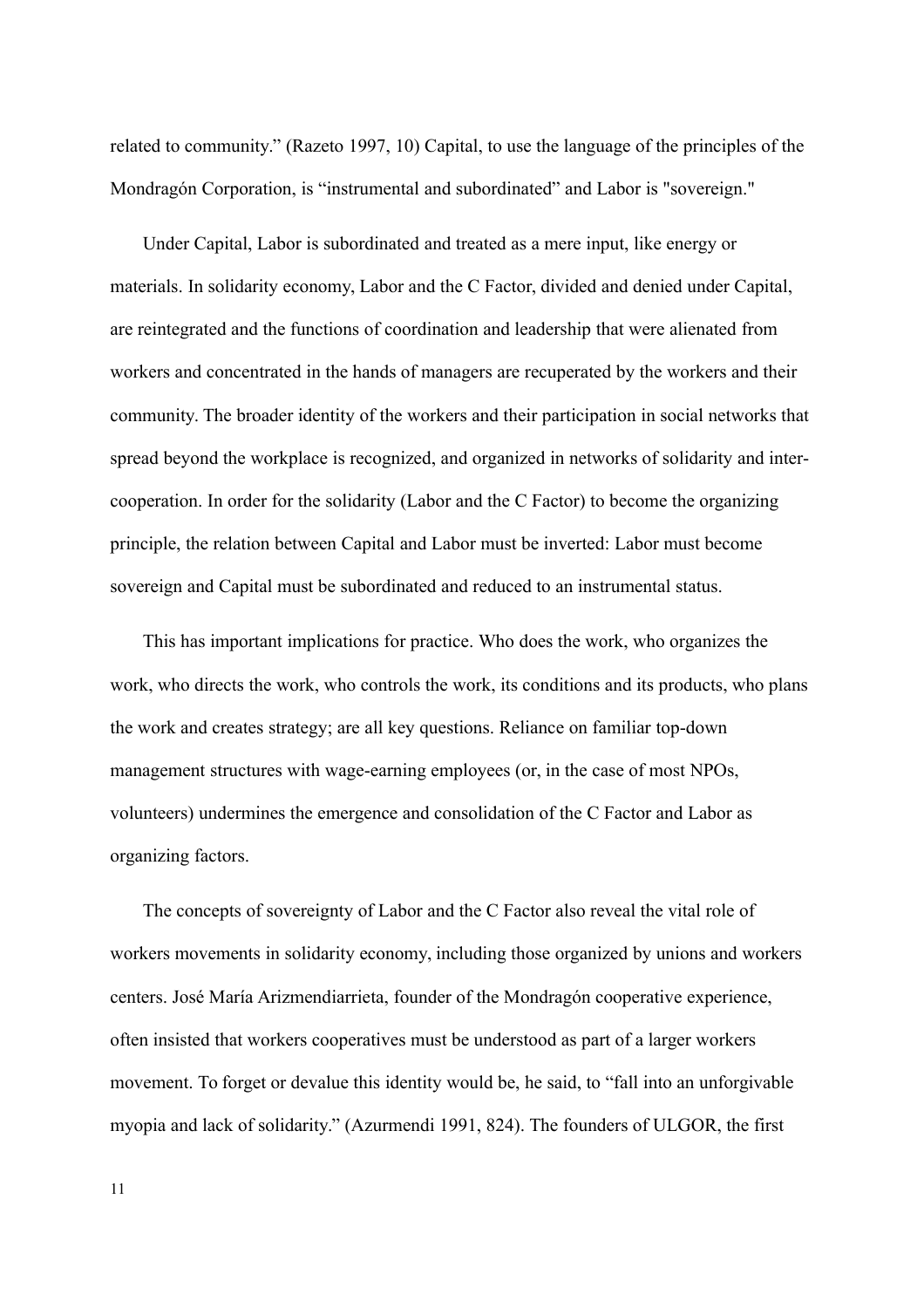related to community." (Razeto 1997, 10) Capital, to use the language of the principles of the Mondragón Corporation, is "instrumental and subordinated" and Labor is "sovereign."

Under Capital, Labor is subordinated and treated as a mere input, like energy or materials. In solidarity economy, Labor and the C Factor, divided and denied under Capital, are reintegrated and the functions of coordination and leadership that were alienated from workers and concentrated in the hands of managers are recuperated by the workers and their community. The broader identity of the workers and their participation in social networks that spread beyond the workplace is recognized, and organized in networks of solidarity and inter-cooperation. In order for the solidarity (Labor and the C Factor) to become the organizing principle, the relation between Capital and Labor must be inverted: Labor must become sovereign and Capital must be subordinated and reduced to an instrumental status.

This has important implications for practice. Who does the work, who organizes the work, who directs the work, who controls the work, its conditions and its products, who plans the work and creates strategy; are all key questions. Reliance on familiar top-down management structures with wage-earning employees (or, in the case of most NPOs, volunteers) undermines the emergence and consolidation of the C Factor and Labor as organizing factors.

The concepts of sovereignty of Labor and the C Factor also reveal the vital role of workers movements in solidarity economy, including those organized by unions and workers centers. José María Arizmendiarrieta, founder of the Mondragón cooperative experience, often insisted that workers cooperatives must be understood as part of a larger workers movement. To forget or devalue this identity would be, he said, to "fall into an unforgivable myopia and lack of solidarity." (Azurmendi 1991, 824). The founders of ULGOR, the first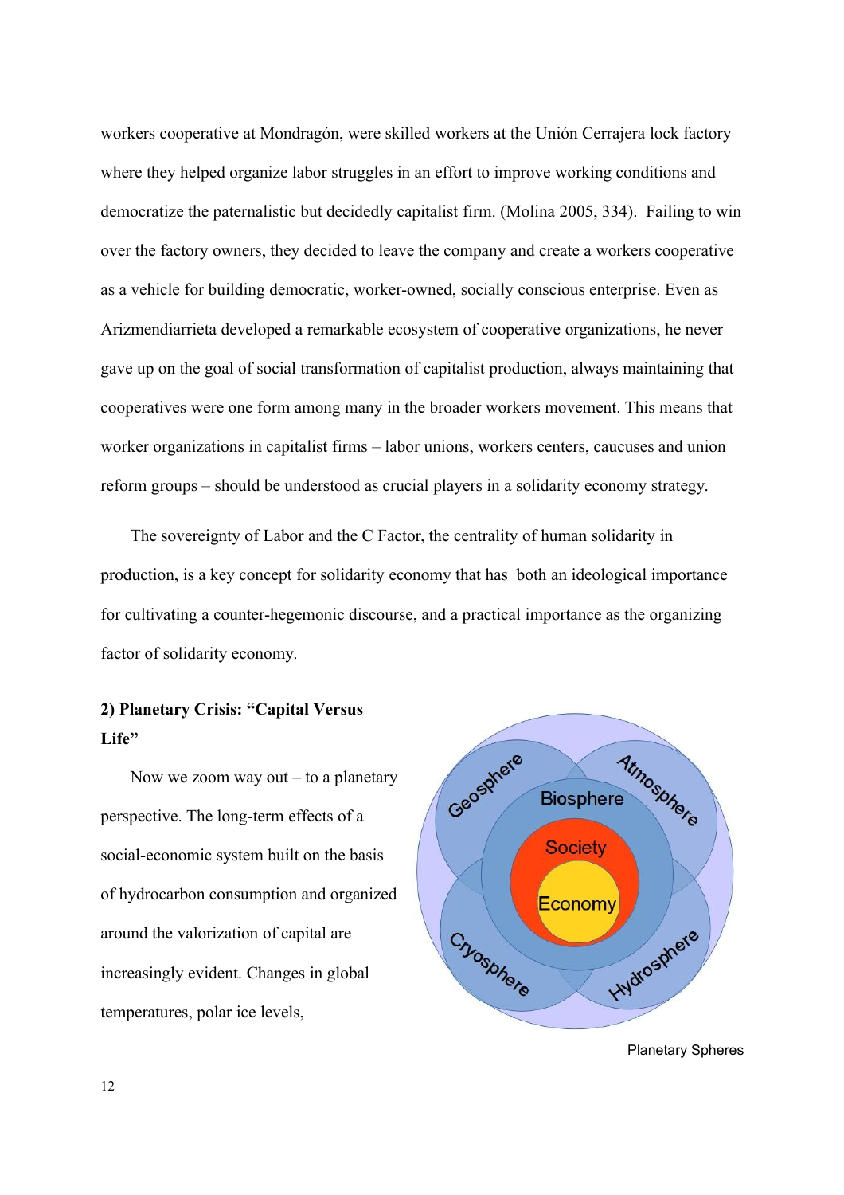workers cooperative at Mondragón, were skilled workers at the Unión Cerrajera lock factory where they helped organize labor struggles in an effort to improve working conditions and democratize the paternalistic but decidedly capitalist firm. (Molina 2005, 334). Failing to win over the factory owners, they decided to leave the company and create a workers cooperative as a vehicle for building democratic, worker-owned, socially conscious enterprise. Even as Arizmendiarrieta developed a remarkable ecosystem of cooperative organizations, he never gave up on the goal of social transformation of capitalist production, always maintaining that cooperatives were one form among many in the broader workers movement. This means that worker organizations in capitalist firms – labor unions, workers centers, caucuses and union reform groups – should be understood as crucial players in a solidarity economy strategy.

The sovereignty of Labor and the C Factor, the centrality of human solidarity in production, is a key concept for solidarity economy that has both an ideological importance for cultivating a counter-hegemonic discourse, and a practical importance as the organizing factor of solidarity economy.

## 2) Planetary Crisis: "Capital Versus Life"

Now we zoom way out – to a planetary perspective. The long-term effects of a social-economic system built on the basis of hydrocarbon consumption and organized around the valorization of capital are increasingly evident. Changes in global temperatures, polar ice levels,

Planetary Spheres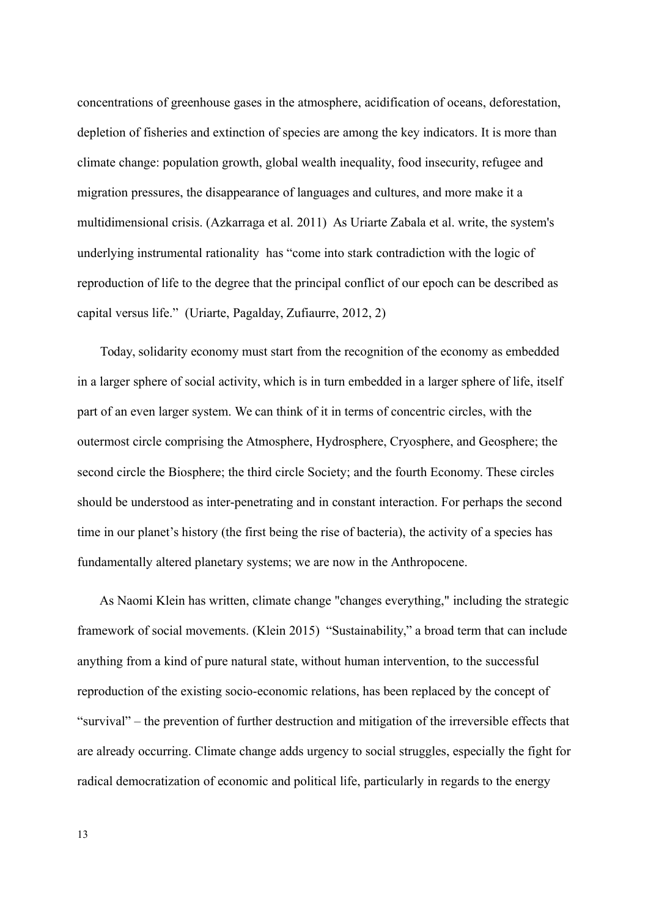concentrations of greenhouse gases in the atmosphere, acidification of oceans, deforestation, depletion of fisheries and extinction of species are among the key indicators. It is more than climate change: population growth, global wealth inequality, food insecurity, refugee and migration pressures, the disappearance of languages and cultures, and more make it a multidimensional crisis. (Azkarraga et al. 2011) As Uriarte Zabala et al. write, the system's underlying instrumental rationality has "come into stark contradiction with the logic of reproduction of life to the degree that the principal conflict of our epoch can be described as capital versus life." (Uriarte, Pagalday, Zufiaurre, 2012, 2)

Today, solidarity economy must start from the recognition of the economy as embedded in a larger sphere of social activity, which is in turn embedded in a larger sphere of life, itself part of an even larger system. We can think of it in terms of concentric circles, with the outermost circle comprising the Atmosphere, Hydrosphere, Cryosphere, and Geosphere; the second circle the Biosphere; the third circle Society; and the fourth Economy. These circles should be understood as inter-penetrating and in constant interaction. For perhaps the second time in our planet's history (the first being the rise of bacteria), the activity of a species has fundamentally altered planetary systems; we are now in the Anthropocene.

As Naomi Klein has written, climate change "changes everything," including the strategic framework of social movements. (Klein 2015) "Sustainability," a broad term that can include anything from a kind of pure natural state, without human intervention, to the successful reproduction of the existing socio-economic relations, has been replaced by the concept of "survival" – the prevention of further destruction and mitigation of the irreversible effects that are already occurring. Climate change adds urgency to social struggles, especially the fight for radical democratization of economic and political life, particularly in regards to the energy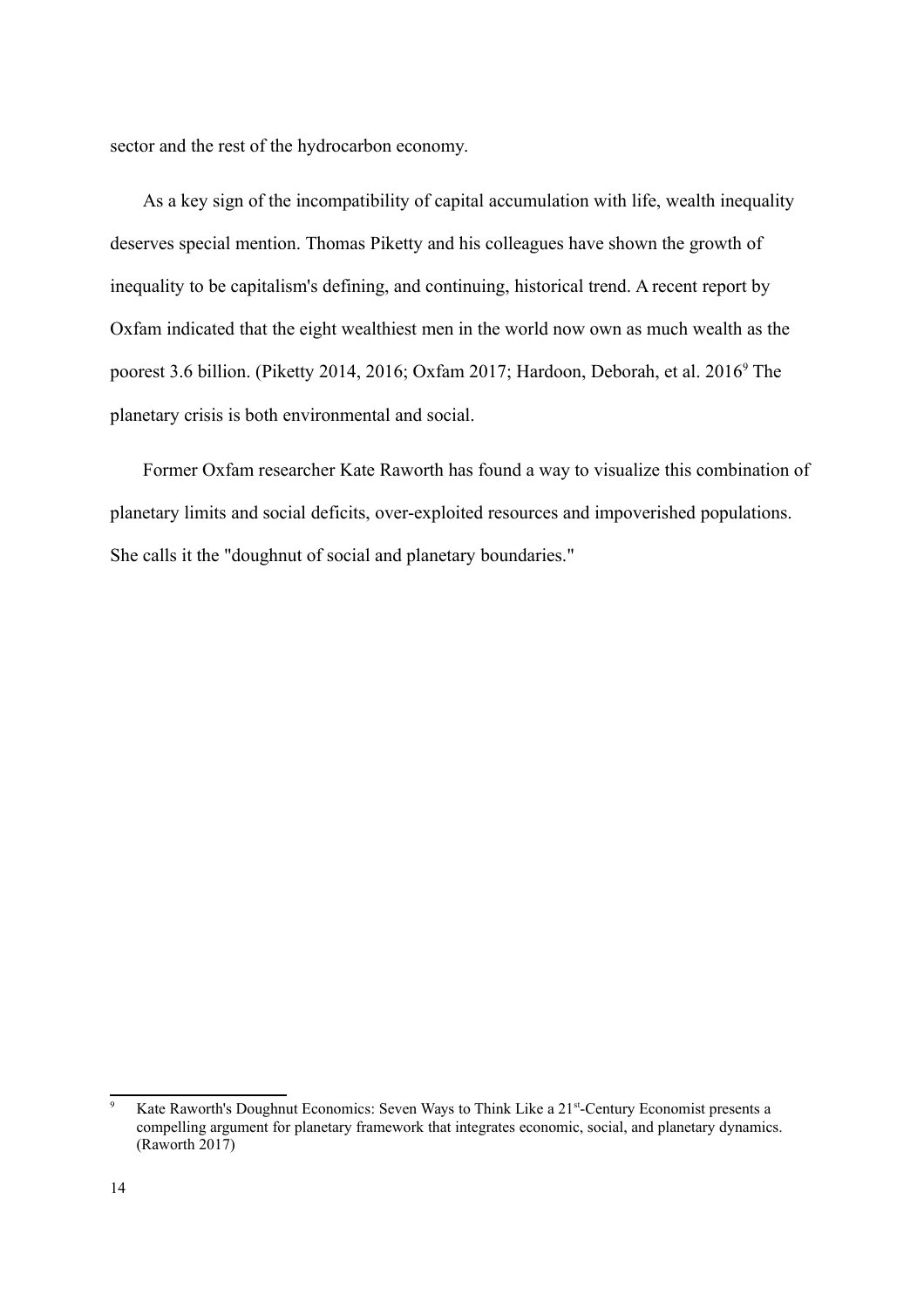sector and the rest of the hydrocarbon economy.

As a key sign of the incompatibility of capital accumulation with life, wealth inequality deserves special mention. Thomas Piketty and his colleagues have shown the growth of inequality to be capitalism's defining, and continuing, historical trend. A recent report by Oxfam indicated that the eight wealthiest men in the world now own as much wealth as the poorest 3.6 billion. (Piketty 2014, 2016; Oxfam 2017; Hardoon, Deborah, et al. 2016[9] The planetary crisis is both environmental and social.

Former Oxfam researcher Kate Raworth has found a way to visualize this combination of planetary limits and social deficits, over-exploited resources and impoverished populations. She calls it the "doughnut of social and planetary boundaries."

---

[9] Kate Raworth's Doughnut Economics: Seven Ways to Think Like a 21st-Century Economist presents a compelling argument for planetary framework that integrates economic, social, and planetary dynamics. (Raworth 2017)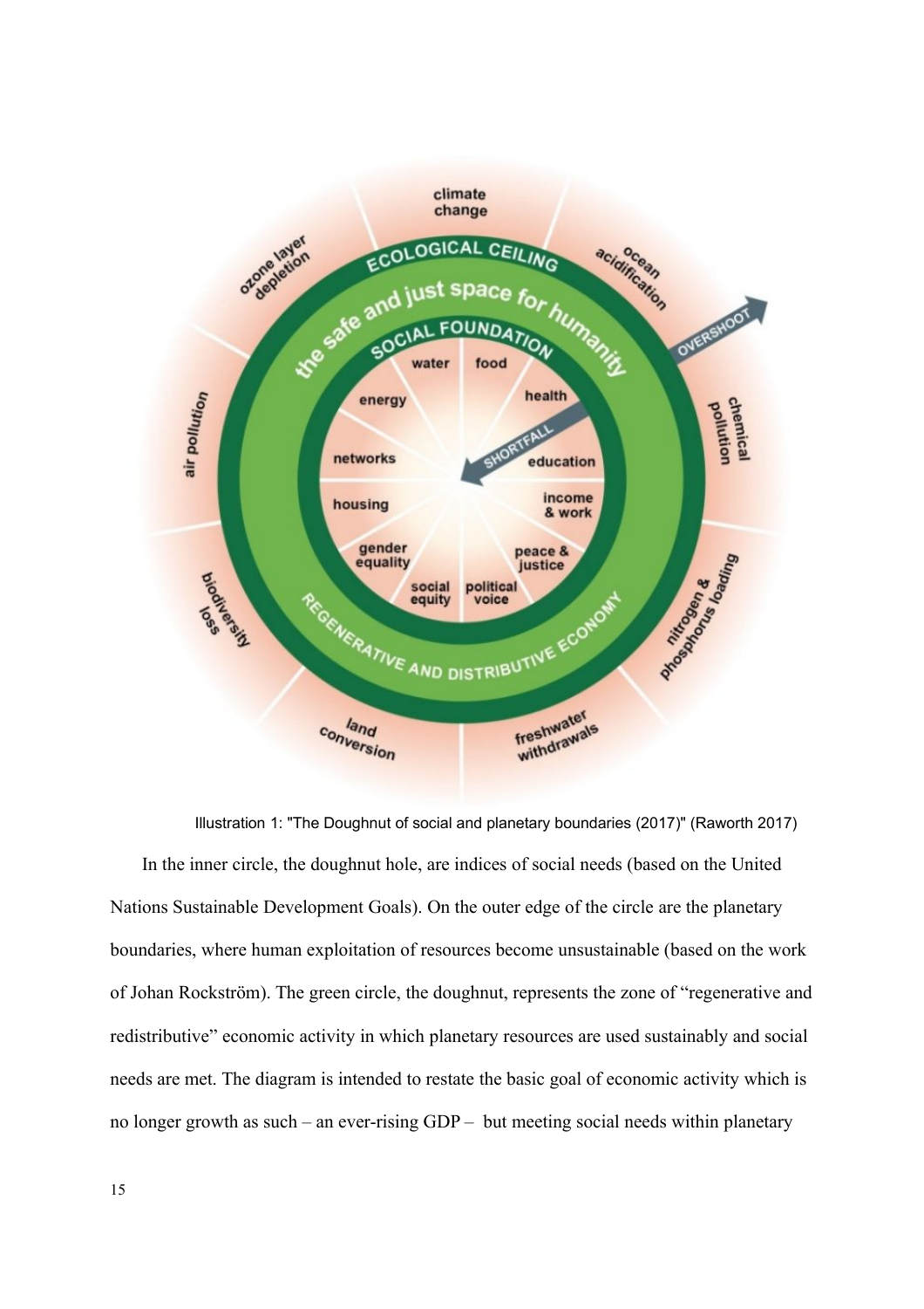Illustration 1: "The Doughnut of social and planetary boundaries (2017)" (Raworth 2017)

In the inner circle, the doughnut hole, are indices of social needs (based on the United Nations Sustainable Development Goals). On the outer edge of the circle are the planetary boundaries, where human exploitation of resources become unsustainable (based on the work of Johan Rockström). The green circle, the doughnut, represents the zone of "regenerative and redistributive" economic activity in which planetary resources are used sustainably and social needs are met. The diagram is intended to restate the basic goal of economic activity which is no longer growth as such – an ever-rising GDP – but meeting social needs within planetary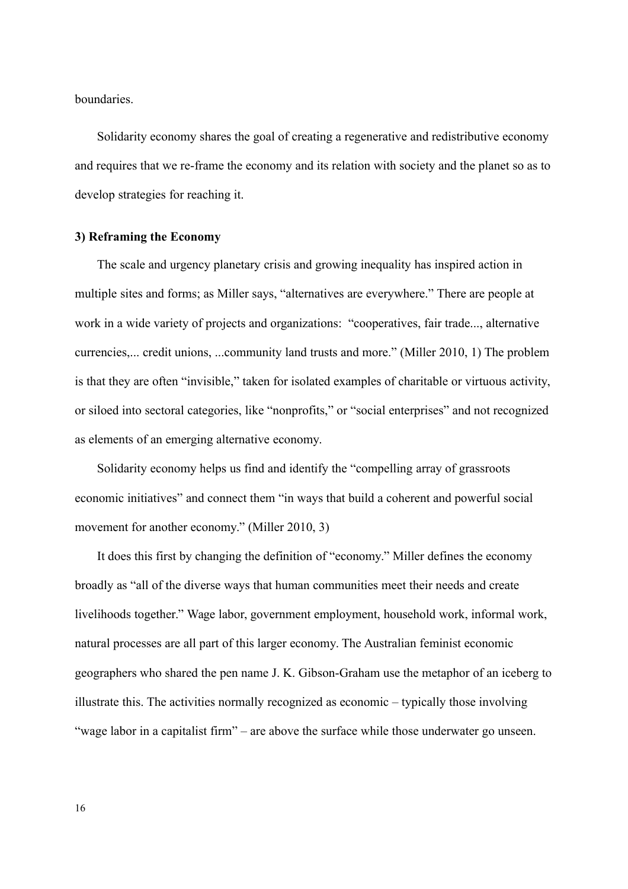boundaries.

Solidarity economy shares the goal of creating a regenerative and redistributive economy and requires that we re-frame the economy and its relation with society and the planet so as to develop strategies for reaching it.

### 3) Reframing the Economy

The scale and urgency planetary crisis and growing inequality has inspired action in multiple sites and forms; as Miller says, "alternatives are everywhere." There are people at work in a wide variety of projects and organizations: "cooperatives, fair trade..., alternative currencies,... credit unions, ...community land trusts and more." (Miller 2010, 1) The problem is that they are often "invisible," taken for isolated examples of charitable or virtuous activity, or siloed into sectoral categories, like "nonprofits," or "social enterprises" and not recognized as elements of an emerging alternative economy.

Solidarity economy helps us find and identify the "compelling array of grassroots economic initiatives" and connect them "in ways that build a coherent and powerful social movement for another economy." (Miller 2010, 3)

It does this first by changing the definition of "economy." Miller defines the economy broadly as "all of the diverse ways that human communities meet their needs and create livelihoods together." Wage labor, government employment, household work, informal work, natural processes are all part of this larger economy. The Australian feminist economic geographers who shared the pen name J. K. Gibson-Graham use the metaphor of an iceberg to illustrate this. The activities normally recognized as economic – typically those involving "wage labor in a capitalist firm" – are above the surface while those underwater go unseen.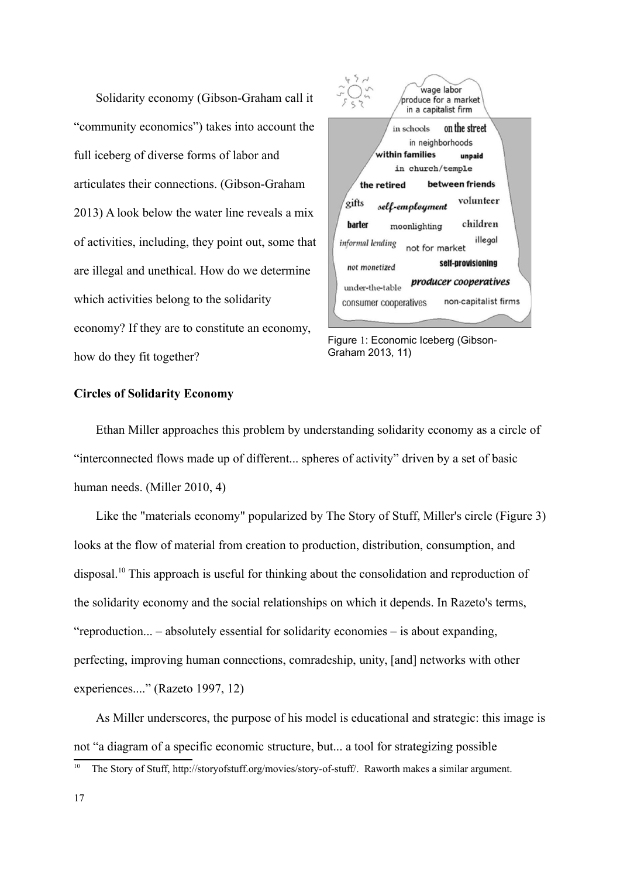Solidarity economy (Gibson-Graham call it "community economics") takes into account the full iceberg of diverse forms of labor and articulates their connections. (Gibson-Graham 2013) A look below the water line reveals a mix of activities, including, they point out, some that are illegal and unethical. How do we determine which activities belong to the solidarity economy? If they are to constitute an economy, how do they fit together?

Figure 1: Economic Iceberg (Gibson-Graham 2013, 11)

**Circles of Solidarity Economy**

Ethan Miller approaches this problem by understanding solidarity economy as a circle of "interconnected flows made up of different... spheres of activity" driven by a set of basic human needs. (Miller 2010, 4)

Like the "materials economy" popularized by The Story of Stuff, Miller's circle (Figure 3) looks at the flow of material from creation to production, distribution, consumption, and disposal.[10] This approach is useful for thinking about the consolidation and reproduction of the solidarity economy and the social relationships on which it depends. In Razeto's terms, "reproduction... – absolutely essential for solidarity economies – is about expanding, perfecting, improving human connections, comradeship, unity, [and] networks with other experiences...." (Razeto 1997, 12)

As Miller underscores, the purpose of his model is educational and strategic: this image is not "a diagram of a specific economic structure, but... a tool for strategizing possible

[10] The Story of Stuff, http://storyofstuff.org/movies/story-of-stuff/. Raworth makes a similar argument.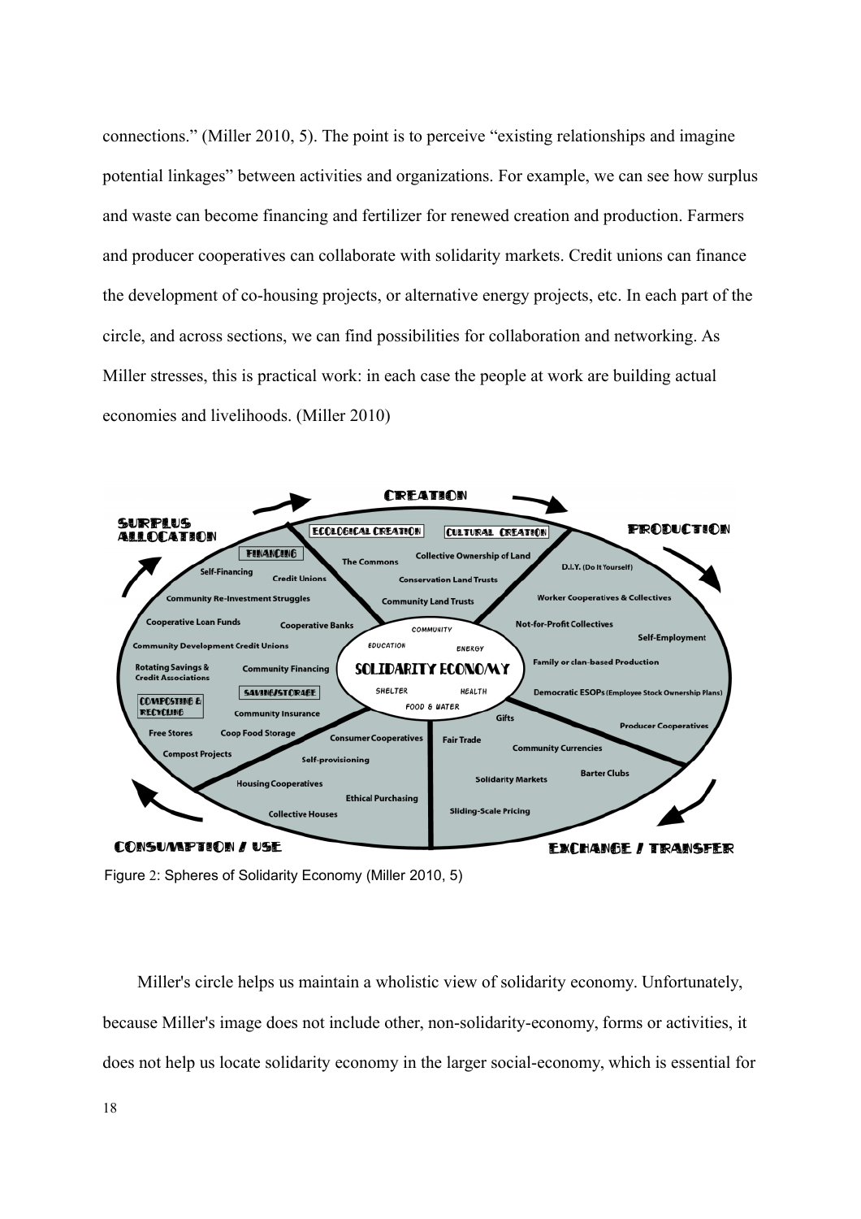connections." (Miller 2010, 5). The point is to perceive "existing relationships and imagine potential linkages" between activities and organizations. For example, we can see how surplus and waste can become financing and fertilizer for renewed creation and production. Farmers and producer cooperatives can collaborate with solidarity markets. Credit unions can finance the development of co-housing projects, or alternative energy projects, etc. In each part of the circle, and across sections, we can find possibilities for collaboration and networking. As Miller stresses, this is practical work: in each case the people at work are building actual economies and livelihoods. (Miller 2010)

Figure 2: Spheres of Solidarity Economy (Miller 2010, 5)

Miller's circle helps us maintain a wholistic view of solidarity economy. Unfortunately, because Miller's image does not include other, non-solidarity-economy, forms or activities, it does not help us locate solidarity economy in the larger social-economy, which is essential for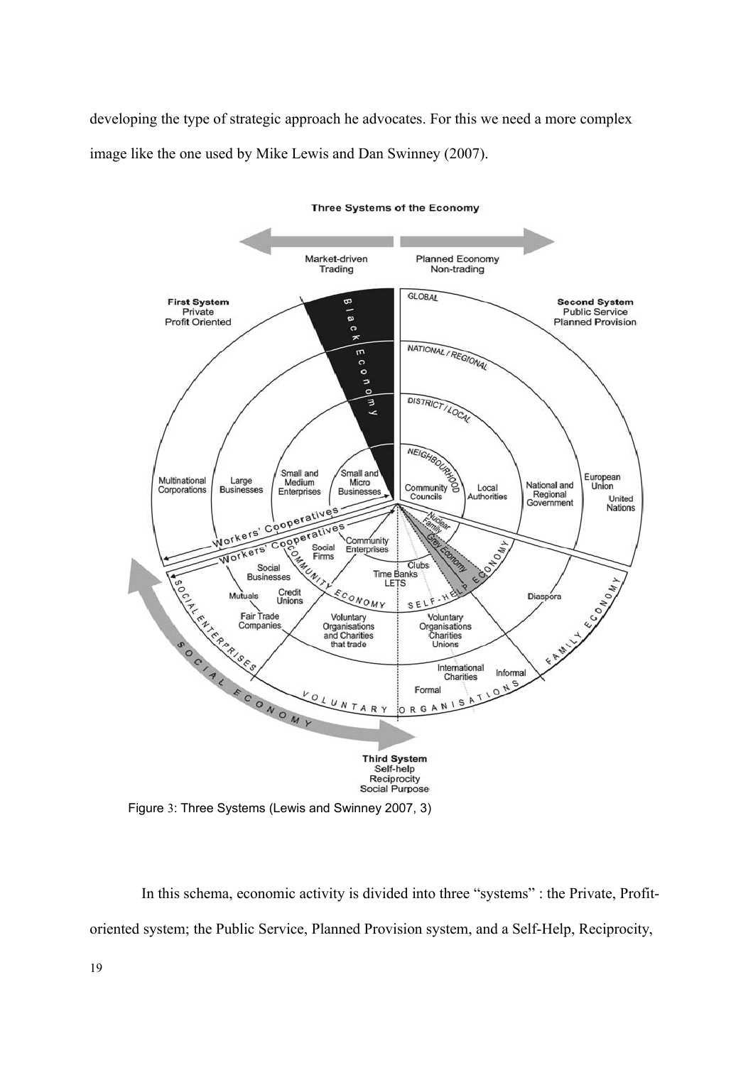developing the type of strategic approach he advocates. For this we need a more complex image like the one used by Mike Lewis and Dan Swinney (2007).

Figure 3: Three Systems (Lewis and Swinney 2007, 3)

In this schema, economic activity is divided into three "systems" : the Private, Profit-oriented system; the Public Service, Planned Provision system, and a Self-Help, Reciprocity,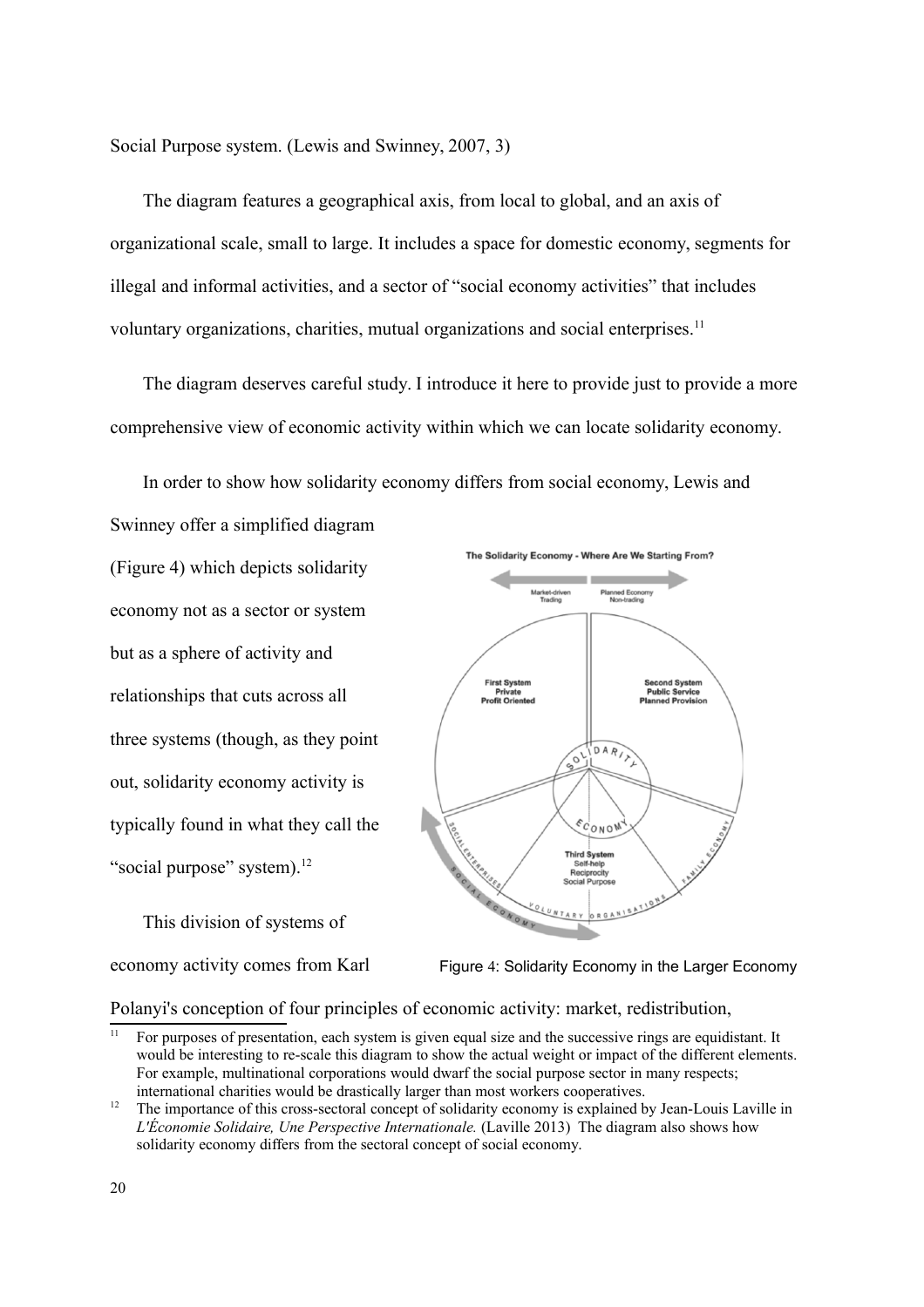Social Purpose system. (Lewis and Swinney, 2007, 3)

The diagram features a geographical axis, from local to global, and an axis of organizational scale, small to large. It includes a space for domestic economy, segments for illegal and informal activities, and a sector of "social economy activities" that includes voluntary organizations, charities, mutual organizations and social enterprises.[11]

The diagram deserves careful study. I introduce it here to provide just to provide a more comprehensive view of economic activity within which we can locate solidarity economy.

In order to show how solidarity economy differs from social economy, Lewis and Swinney offer a simplified diagram (Figure 4) which depicts solidarity economy not as a sector or system but as a sphere of activity and relationships that cuts across all three systems (though, as they point out, solidarity economy activity is typically found in what they call the "social purpose" system).[12]

Figure 4: Solidarity Economy in the Larger Economy

This division of systems of economy activity comes from Karl Polanyi's conception of four principles of economic activity: market, redistribution,

---

[11] For purposes of presentation, each system is given equal size and the successive rings are equidistant. It would be interesting to re-scale this diagram to show the actual weight or impact of the different elements. For example, multinational corporations would dwarf the social purpose sector in many respects; international charities would be drastically larger than most workers cooperatives.

[12] The importance of this cross-sectoral concept of solidarity economy is explained by Jean-Louis Laville in *L'Économie Solidaire, Une Perspective Internationale.* (Laville 2013) The diagram also shows how solidarity economy differs from the sectoral concept of social economy.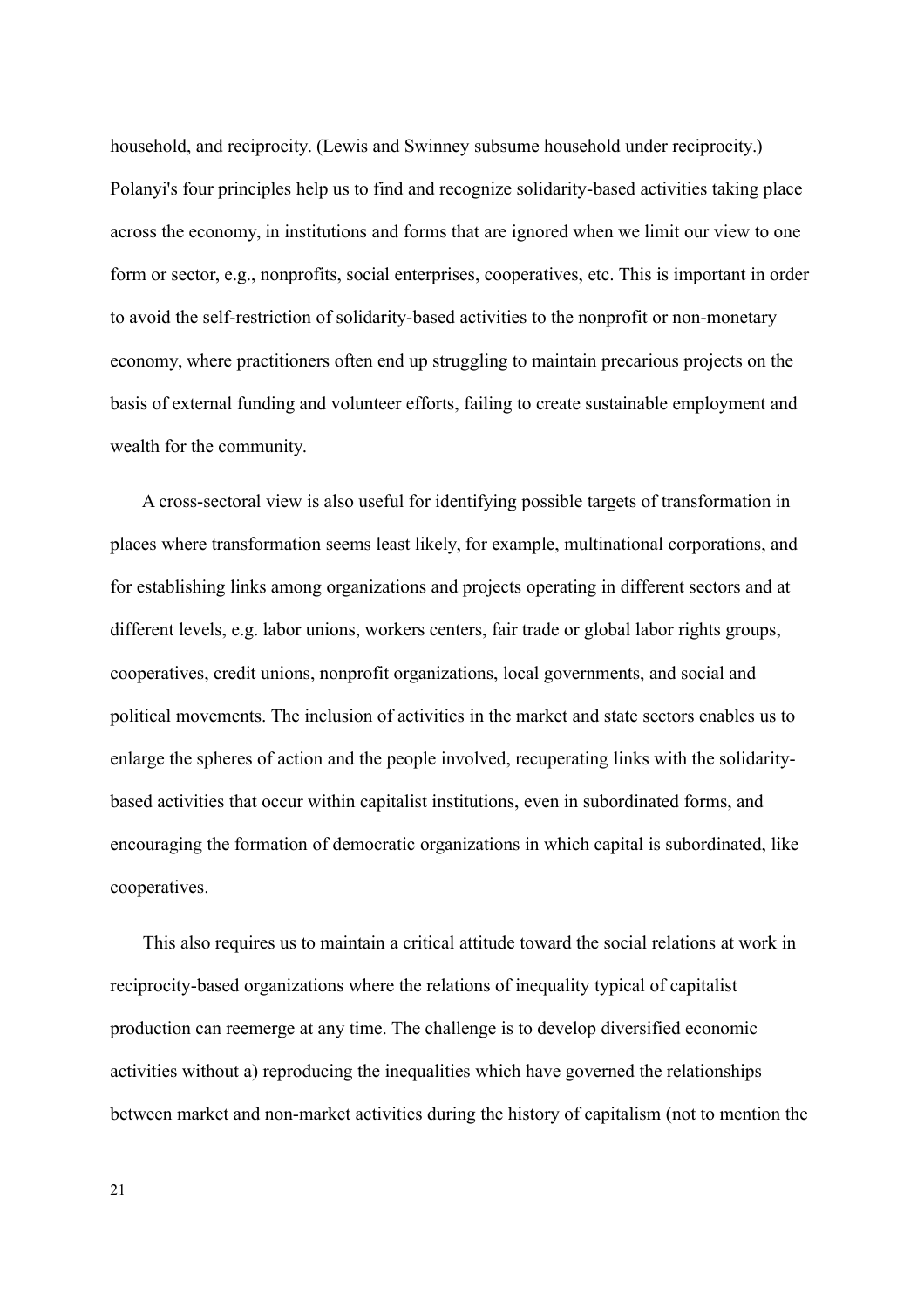household, and reciprocity. (Lewis and Swinney subsume household under reciprocity.) Polanyi's four principles help us to find and recognize solidarity-based activities taking place across the economy, in institutions and forms that are ignored when we limit our view to one form or sector, e.g., nonprofits, social enterprises, cooperatives, etc. This is important in order to avoid the self-restriction of solidarity-based activities to the nonprofit or non-monetary economy, where practitioners often end up struggling to maintain precarious projects on the basis of external funding and volunteer efforts, failing to create sustainable employment and wealth for the community.

A cross-sectoral view is also useful for identifying possible targets of transformation in places where transformation seems least likely, for example, multinational corporations, and for establishing links among organizations and projects operating in different sectors and at different levels, e.g. labor unions, workers centers, fair trade or global labor rights groups, cooperatives, credit unions, nonprofit organizations, local governments, and social and political movements. The inclusion of activities in the market and state sectors enables us to enlarge the spheres of action and the people involved, recuperating links with the solidarity-based activities that occur within capitalist institutions, even in subordinated forms, and encouraging the formation of democratic organizations in which capital is subordinated, like cooperatives.

This also requires us to maintain a critical attitude toward the social relations at work in reciprocity-based organizations where the relations of inequality typical of capitalist production can reemerge at any time. The challenge is to develop diversified economic activities without a) reproducing the inequalities which have governed the relationships between market and non-market activities during the history of capitalism (not to mention the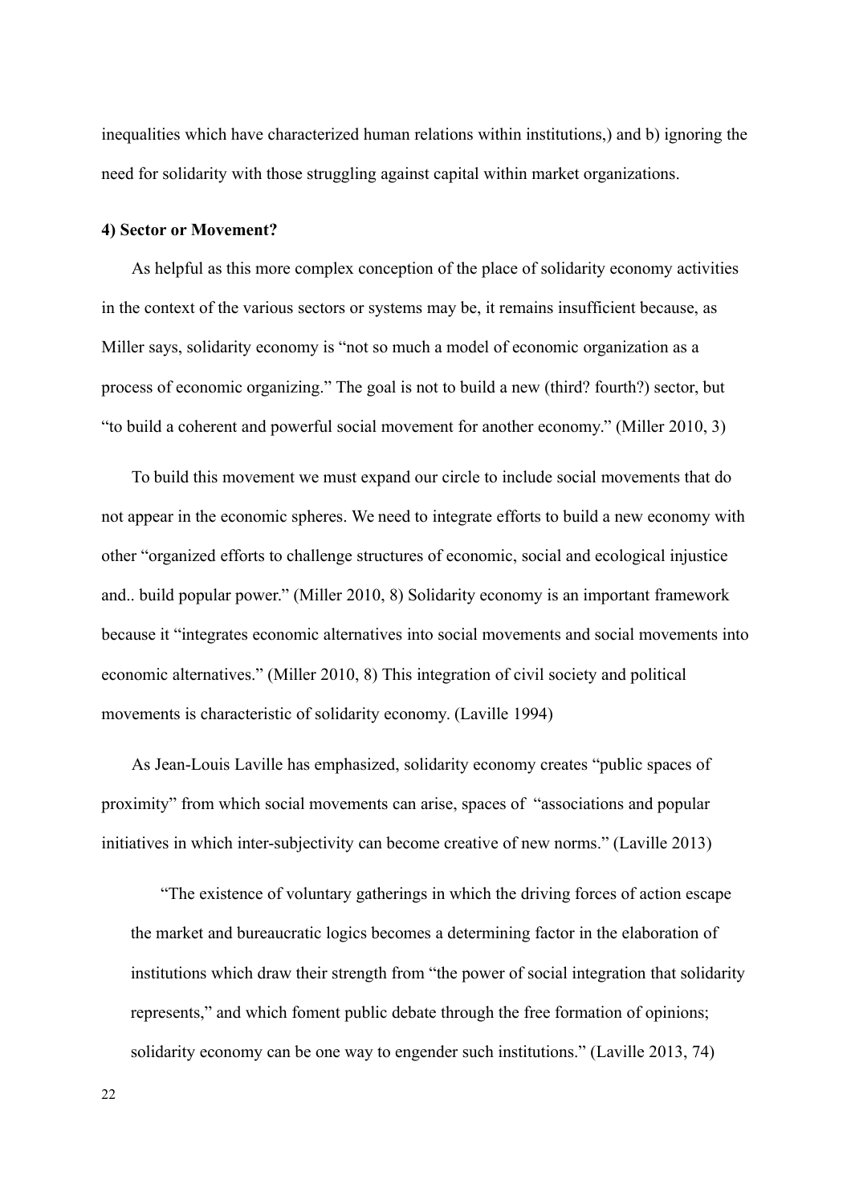inequalities which have characterized human relations within institutions,) and b) ignoring the need for solidarity with those struggling against capital within market organizations.

**4) Sector or Movement?**

As helpful as this more complex conception of the place of solidarity economy activities in the context of the various sectors or systems may be, it remains insufficient because, as Miller says, solidarity economy is "not so much a model of economic organization as a process of economic organizing." The goal is not to build a new (third? fourth?) sector, but "to build a coherent and powerful social movement for another economy." (Miller 2010, 3)

To build this movement we must expand our circle to include social movements that do not appear in the economic spheres. We need to integrate efforts to build a new economy with other "organized efforts to challenge structures of economic, social and ecological injustice and.. build popular power." (Miller 2010, 8) Solidarity economy is an important framework because it "integrates economic alternatives into social movements and social movements into economic alternatives." (Miller 2010, 8) This integration of civil society and political movements is characteristic of solidarity economy. (Laville 1994)

As Jean-Louis Laville has emphasized, solidarity economy creates "public spaces of proximity" from which social movements can arise, spaces of "associations and popular initiatives in which inter-subjectivity can become creative of new norms." (Laville 2013)

> "The existence of voluntary gatherings in which the driving forces of action escape the market and bureaucratic logics becomes a determining factor in the elaboration of institutions which draw their strength from "the power of social integration that solidarity represents," and which foment public debate through the free formation of opinions; solidarity economy can be one way to engender such institutions." (Laville 2013, 74)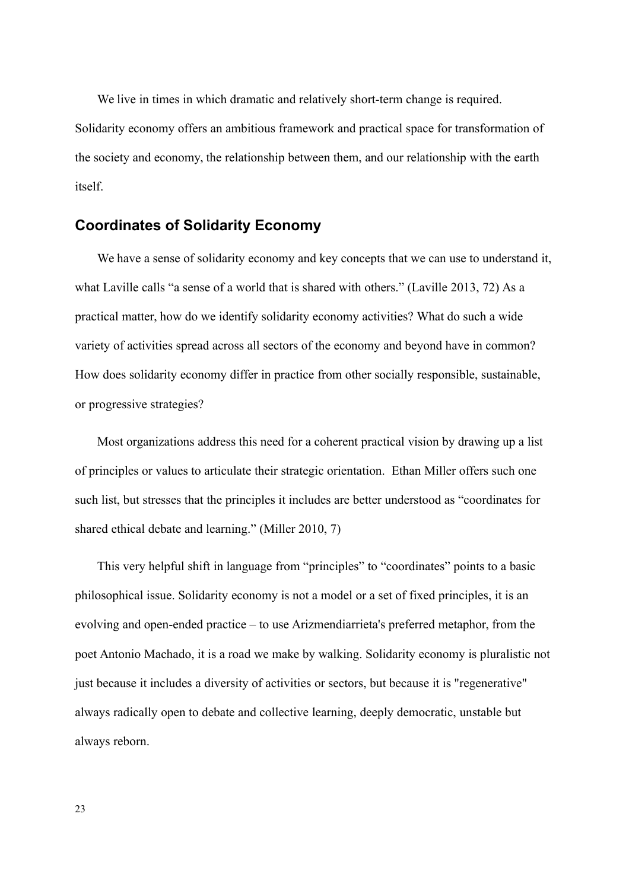We live in times in which dramatic and relatively short-term change is required. Solidarity economy offers an ambitious framework and practical space for transformation of the society and economy, the relationship between them, and our relationship with the earth itself.

## Coordinates of Solidarity Economy

We have a sense of solidarity economy and key concepts that we can use to understand it, what Laville calls "a sense of a world that is shared with others." (Laville 2013, 72) As a practical matter, how do we identify solidarity economy activities? What do such a wide variety of activities spread across all sectors of the economy and beyond have in common? How does solidarity economy differ in practice from other socially responsible, sustainable, or progressive strategies?

Most organizations address this need for a coherent practical vision by drawing up a list of principles or values to articulate their strategic orientation. Ethan Miller offers such one such list, but stresses that the principles it includes are better understood as "coordinates for shared ethical debate and learning." (Miller 2010, 7)

This very helpful shift in language from "principles" to "coordinates" points to a basic philosophical issue. Solidarity economy is not a model or a set of fixed principles, it is an evolving and open-ended practice – to use Arizmendiarrieta's preferred metaphor, from the poet Antonio Machado, it is a road we make by walking. Solidarity economy is pluralistic not just because it includes a diversity of activities or sectors, but because it is "regenerative" always radically open to debate and collective learning, deeply democratic, unstable but always reborn.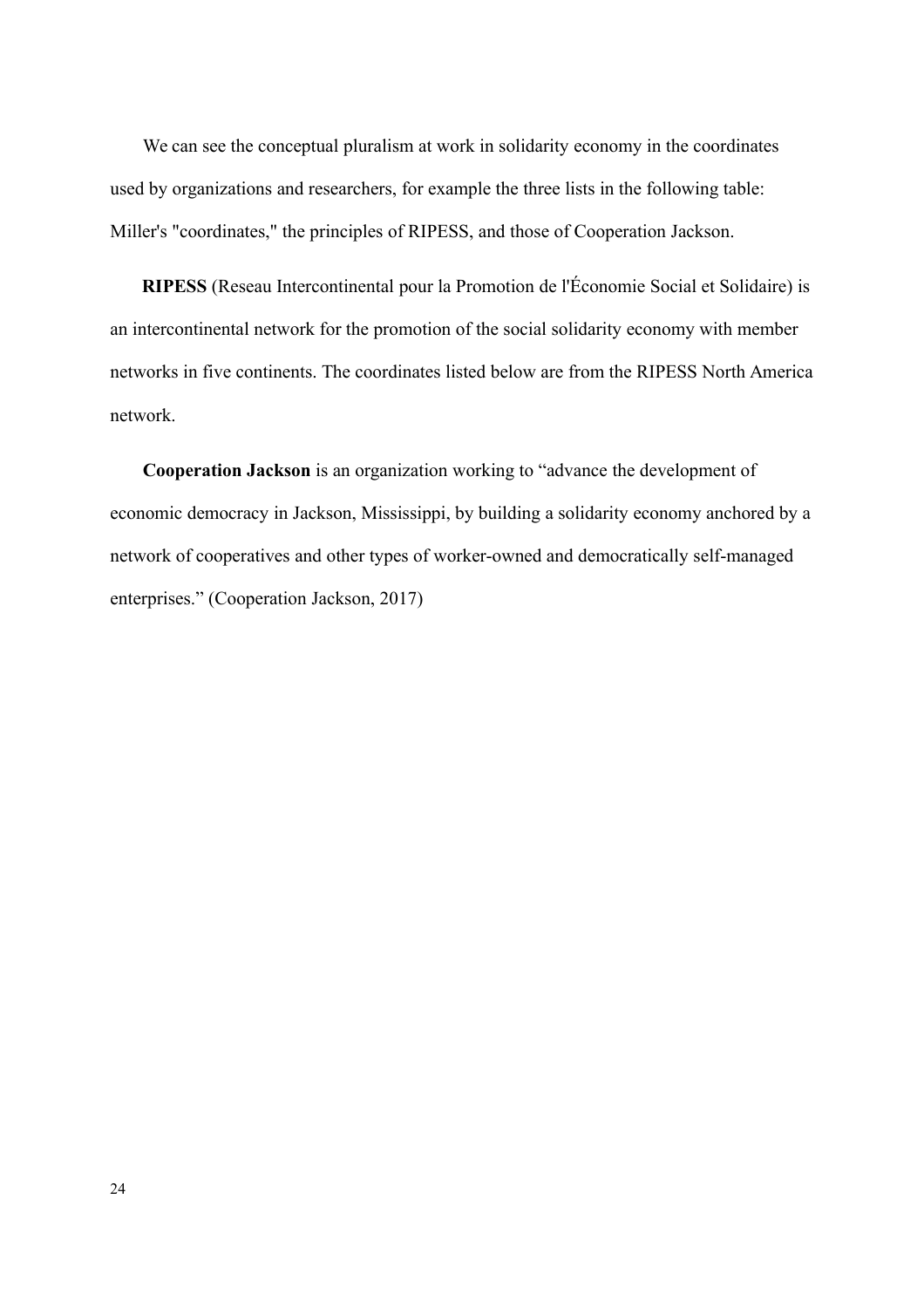We can see the conceptual pluralism at work in solidarity economy in the coordinates used by organizations and researchers, for example the three lists in the following table: Miller's "coordinates," the principles of RIPESS, and those of Cooperation Jackson.

**RIPESS** (Reseau Intercontinental pour la Promotion de l'Économie Social et Solidaire) is an intercontinental network for the promotion of the social solidarity economy with member networks in five continents. The coordinates listed below are from the RIPESS North America network.

**Cooperation Jackson** is an organization working to "advance the development of economic democracy in Jackson, Mississippi, by building a solidarity economy anchored by a network of cooperatives and other types of worker-owned and democratically self-managed enterprises." (Cooperation Jackson, 2017)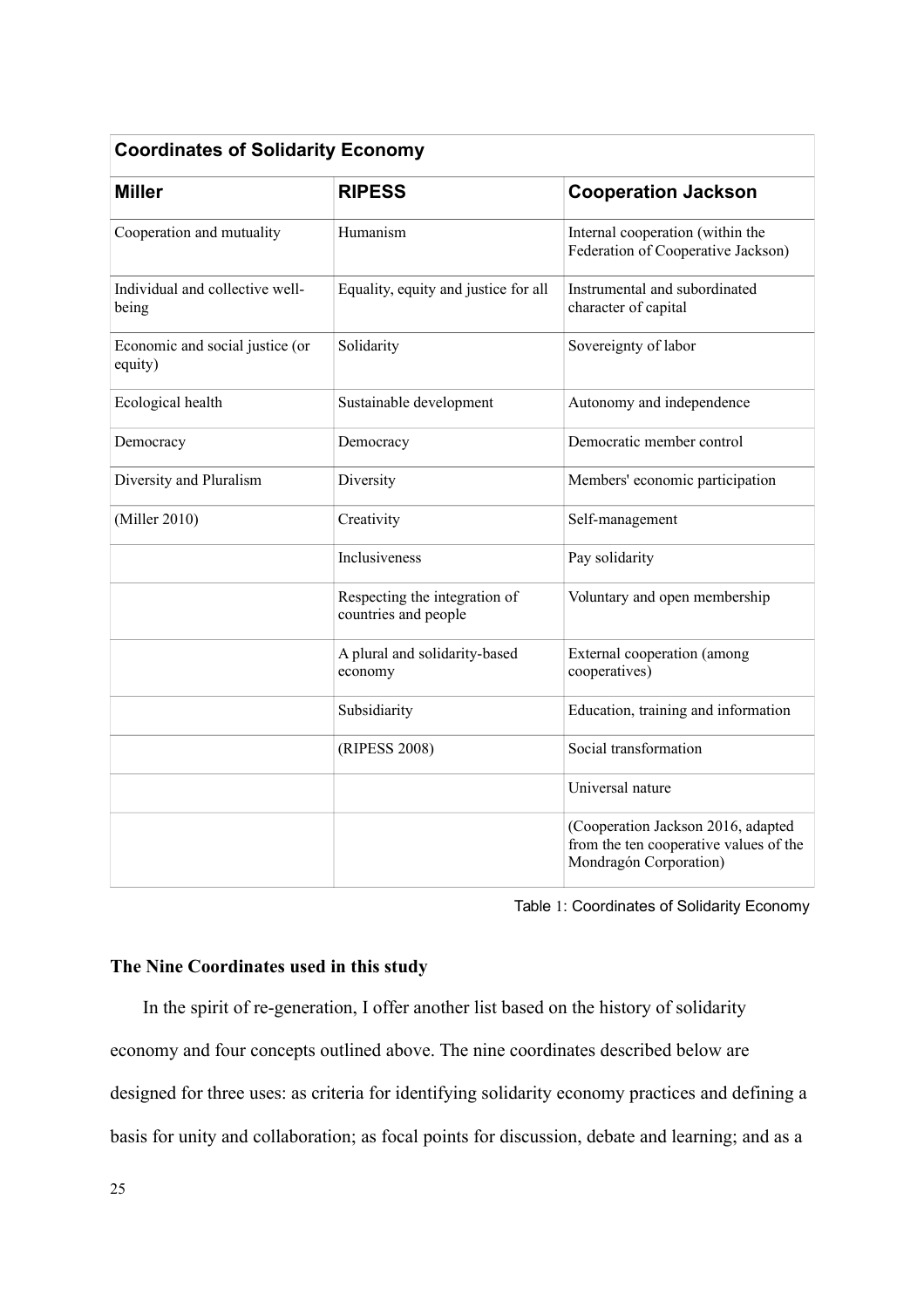| Coordinates of Solidarity Economy | | |
|---|---|---|
| **Miller** | **RIPESS** | **Cooperation Jackson** |
| Cooperation and mutuality | Humanism | Internal cooperation (within the Federation of Cooperative Jackson) |
| Individual and collective well-being | Equality, equity and justice for all | Instrumental and subordinated character of capital |
| Economic and social justice (or equity) | Solidarity | Sovereignty of labor |
| Ecological health | Sustainable development | Autonomy and independence |
| Democracy | Democracy | Democratic member control |
| Diversity and Pluralism | Diversity | Members' economic participation |
| (Miller 2010) | Creativity | Self-management |
| | Inclusiveness | Pay solidarity |
| | Respecting the integration of countries and people | Voluntary and open membership |
| | A plural and solidarity-based economy | External cooperation (among cooperatives) |
| | Subsidiarity | Education, training and information |
| | (RIPESS 2008) | Social transformation |
| | | Universal nature |
| | | (Cooperation Jackson 2016, adapted from the ten cooperative values of the Mondragón Corporation) |

Table 1: Coordinates of Solidarity Economy

**The Nine Coordinates used in this study**

In the spirit of re-generation, I offer another list based on the history of solidarity economy and four concepts outlined above. The nine coordinates described below are designed for three uses: as criteria for identifying solidarity economy practices and defining a basis for unity and collaboration; as focal points for discussion, debate and learning; and as a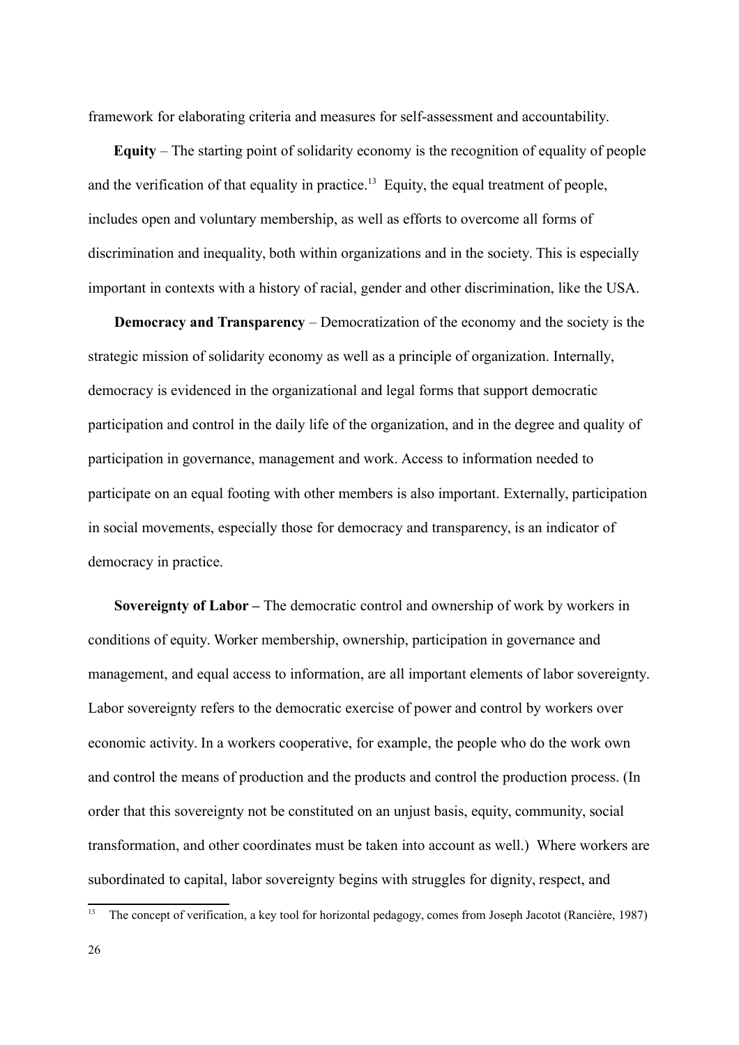framework for elaborating criteria and measures for self-assessment and accountability.

**Equity** – The starting point of solidarity economy is the recognition of equality of people and the verification of that equality in practice.[13] Equity, the equal treatment of people, includes open and voluntary membership, as well as efforts to overcome all forms of discrimination and inequality, both within organizations and in the society. This is especially important in contexts with a history of racial, gender and other discrimination, like the USA.

**Democracy and Transparency** – Democratization of the economy and the society is the strategic mission of solidarity economy as well as a principle of organization. Internally, democracy is evidenced in the organizational and legal forms that support democratic participation and control in the daily life of the organization, and in the degree and quality of participation in governance, management and work. Access to information needed to participate on an equal footing with other members is also important. Externally, participation in social movements, especially those for democracy and transparency, is an indicator of democracy in practice.

**Sovereignty of Labor –** The democratic control and ownership of work by workers in conditions of equity. Worker membership, ownership, participation in governance and management, and equal access to information, are all important elements of labor sovereignty. Labor sovereignty refers to the democratic exercise of power and control by workers over economic activity. In a workers cooperative, for example, the people who do the work own and control the means of production and the products and control the production process. (In order that this sovereignty not be constituted on an unjust basis, equity, community, social transformation, and other coordinates must be taken into account as well.) Where workers are subordinated to capital, labor sovereignty begins with struggles for dignity, respect, and

[13] The concept of verification, a key tool for horizontal pedagogy, comes from Joseph Jacotot (Rancière, 1987)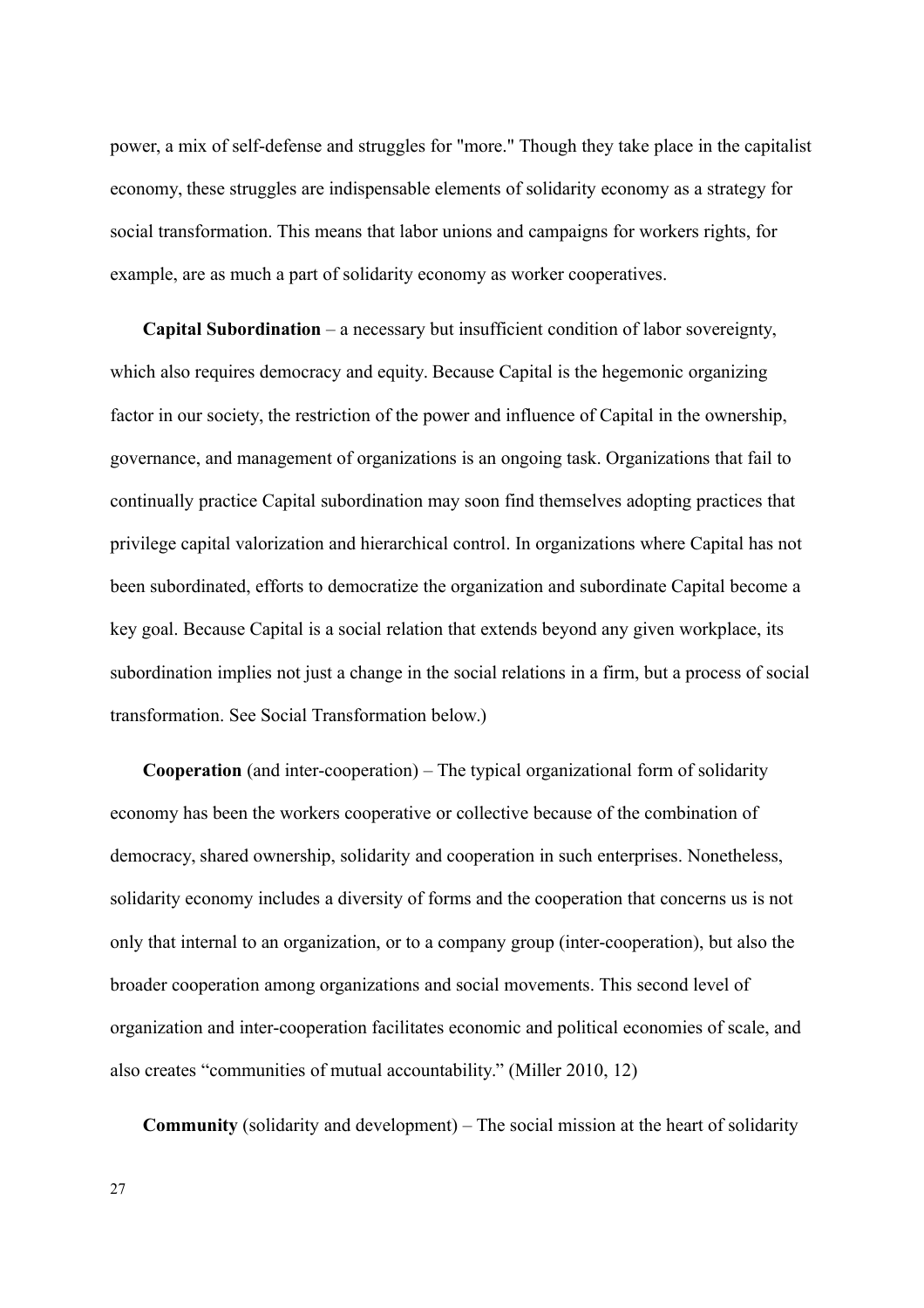power, a mix of self-defense and struggles for "more." Though they take place in the capitalist economy, these struggles are indispensable elements of solidarity economy as a strategy for social transformation. This means that labor unions and campaigns for workers rights, for example, are as much a part of solidarity economy as worker cooperatives.

**Capital Subordination** – a necessary but insufficient condition of labor sovereignty, which also requires democracy and equity. Because Capital is the hegemonic organizing factor in our society, the restriction of the power and influence of Capital in the ownership, governance, and management of organizations is an ongoing task. Organizations that fail to continually practice Capital subordination may soon find themselves adopting practices that privilege capital valorization and hierarchical control. In organizations where Capital has not been subordinated, efforts to democratize the organization and subordinate Capital become a key goal. Because Capital is a social relation that extends beyond any given workplace, its subordination implies not just a change in the social relations in a firm, but a process of social transformation. See Social Transformation below.)

**Cooperation** (and inter-cooperation) – The typical organizational form of solidarity economy has been the workers cooperative or collective because of the combination of democracy, shared ownership, solidarity and cooperation in such enterprises. Nonetheless, solidarity economy includes a diversity of forms and the cooperation that concerns us is not only that internal to an organization, or to a company group (inter-cooperation), but also the broader cooperation among organizations and social movements. This second level of organization and inter-cooperation facilitates economic and political economies of scale, and also creates "communities of mutual accountability." (Miller 2010, 12)

**Community** (solidarity and development) – The social mission at the heart of solidarity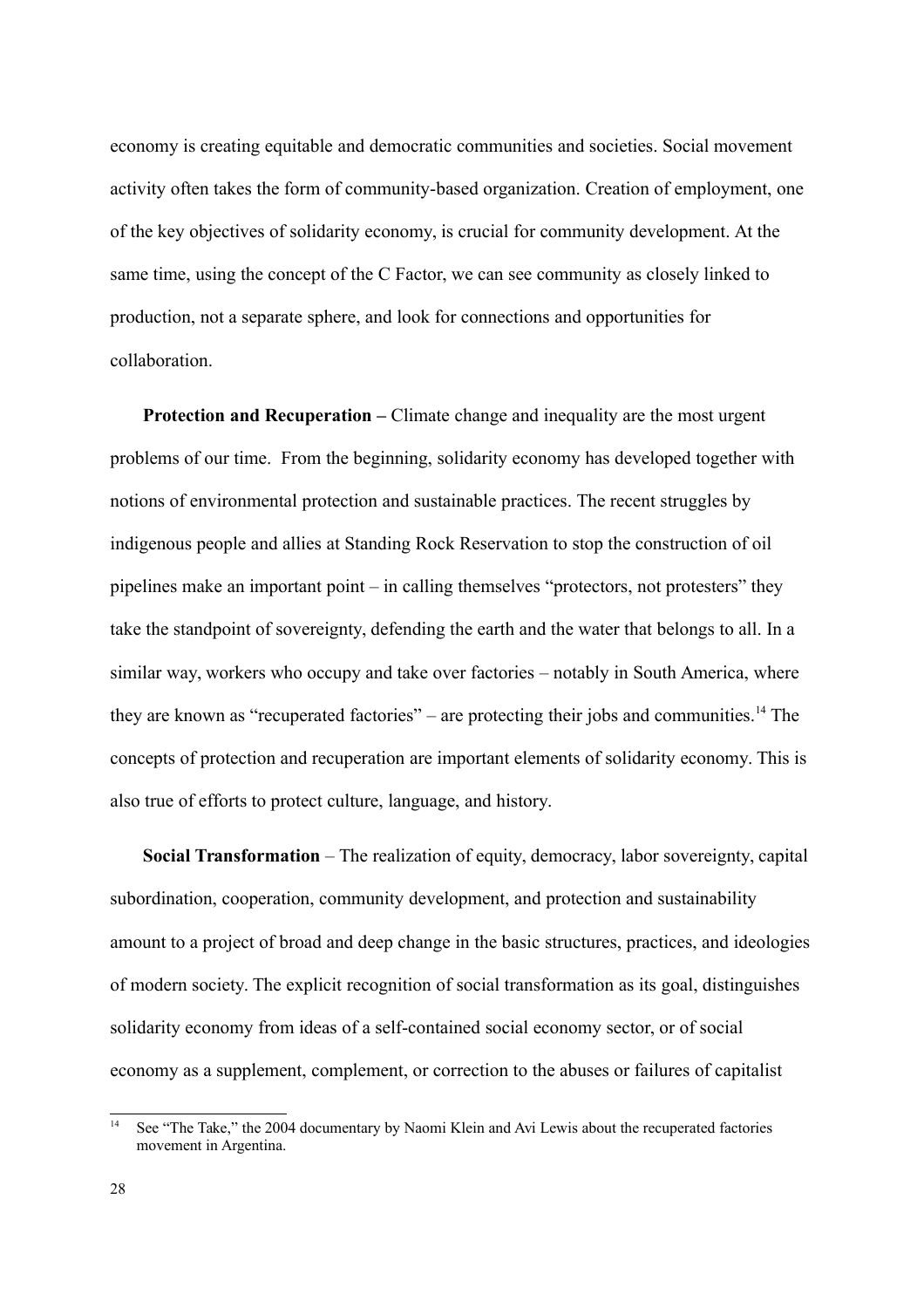economy is creating equitable and democratic communities and societies. Social movement activity often takes the form of community-based organization. Creation of employment, one of the key objectives of solidarity economy, is crucial for community development. At the same time, using the concept of the C Factor, we can see community as closely linked to production, not a separate sphere, and look for connections and opportunities for collaboration.

**Protection and Recuperation –** Climate change and inequality are the most urgent problems of our time. From the beginning, solidarity economy has developed together with notions of environmental protection and sustainable practices. The recent struggles by indigenous people and allies at Standing Rock Reservation to stop the construction of oil pipelines make an important point – in calling themselves "protectors, not protesters" they take the standpoint of sovereignty, defending the earth and the water that belongs to all. In a similar way, workers who occupy and take over factories – notably in South America, where they are known as "recuperated factories" – are protecting their jobs and communities.[14] The concepts of protection and recuperation are important elements of solidarity economy. This is also true of efforts to protect culture, language, and history.

**Social Transformation** – The realization of equity, democracy, labor sovereignty, capital subordination, cooperation, community development, and protection and sustainability amount to a project of broad and deep change in the basic structures, practices, and ideologies of modern society. The explicit recognition of social transformation as its goal, distinguishes solidarity economy from ideas of a self-contained social economy sector, or of social economy as a supplement, complement, or correction to the abuses or failures of capitalist

[14] See "The Take," the 2004 documentary by Naomi Klein and Avi Lewis about the recuperated factories movement in Argentina.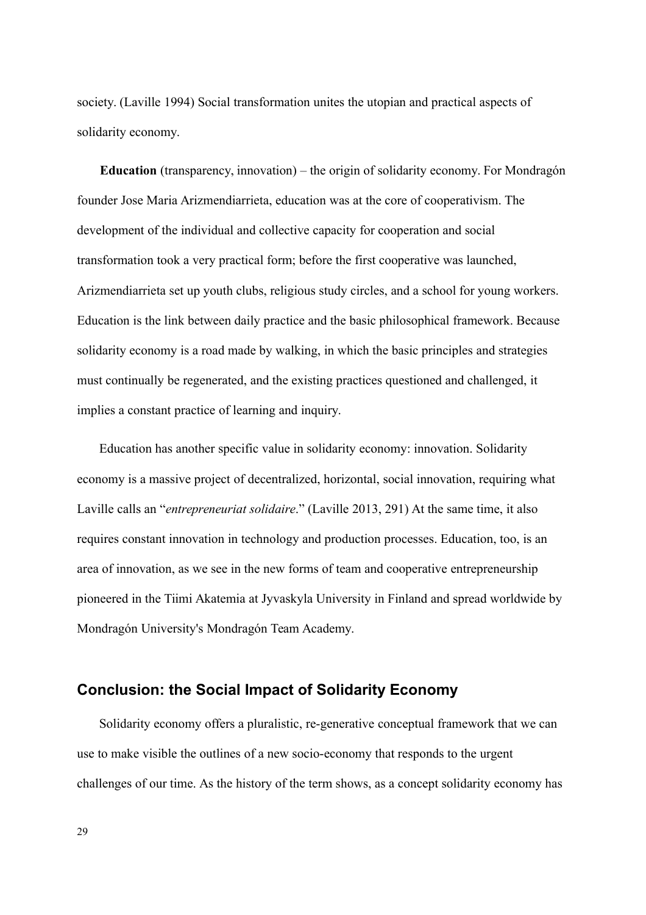society. (Laville 1994) Social transformation unites the utopian and practical aspects of solidarity economy.

**Education** (transparency, innovation) – the origin of solidarity economy. For Mondragón founder Jose Maria Arizmendiarrieta, education was at the core of cooperativism. The development of the individual and collective capacity for cooperation and social transformation took a very practical form; before the first cooperative was launched, Arizmendiarrieta set up youth clubs, religious study circles, and a school for young workers. Education is the link between daily practice and the basic philosophical framework. Because solidarity economy is a road made by walking, in which the basic principles and strategies must continually be regenerated, and the existing practices questioned and challenged, it implies a constant practice of learning and inquiry.

Education has another specific value in solidarity economy: innovation. Solidarity economy is a massive project of decentralized, horizontal, social innovation, requiring what Laville calls an "*entrepreneuriat solidaire*." (Laville 2013, 291) At the same time, it also requires constant innovation in technology and production processes. Education, too, is an area of innovation, as we see in the new forms of team and cooperative entrepreneurship pioneered in the Tiimi Akatemia at Jyvaskyla University in Finland and spread worldwide by Mondragón University's Mondragón Team Academy.

## Conclusion: the Social Impact of Solidarity Economy

Solidarity economy offers a pluralistic, re-generative conceptual framework that we can use to make visible the outlines of a new socio-economy that responds to the urgent challenges of our time. As the history of the term shows, as a concept solidarity economy has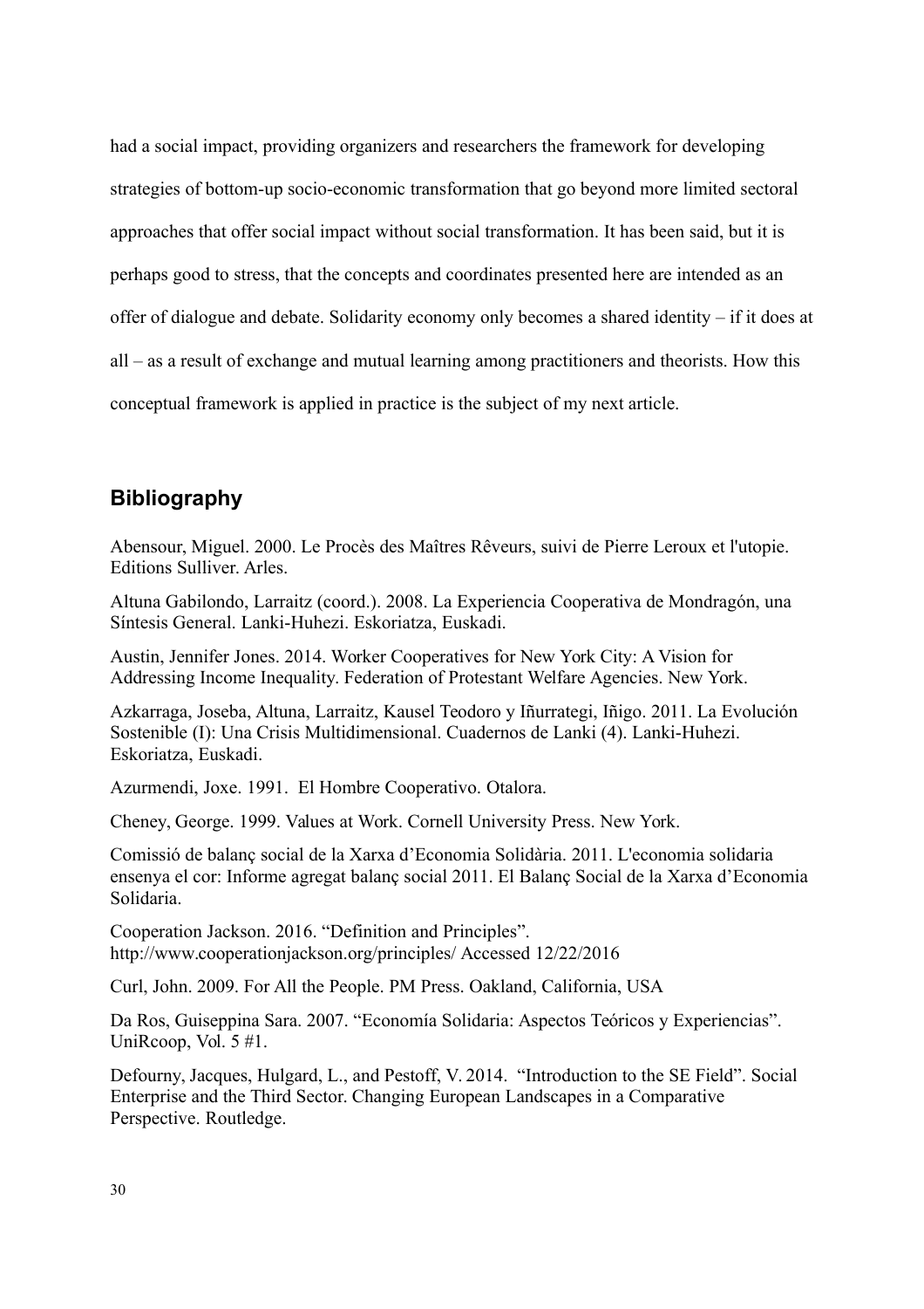had a social impact, providing organizers and researchers the framework for developing strategies of bottom-up socio-economic transformation that go beyond more limited sectoral approaches that offer social impact without social transformation. It has been said, but it is perhaps good to stress, that the concepts and coordinates presented here are intended as an offer of dialogue and debate. Solidarity economy only becomes a shared identity – if it does at all – as a result of exchange and mutual learning among practitioners and theorists. How this conceptual framework is applied in practice is the subject of my next article.

## Bibliography

Abensour, Miguel. 2000. Le Procès des Maîtres Rêveurs, suivi de Pierre Leroux et l'utopie. Editions Sulliver. Arles.

Altuna Gabilondo, Larraitz (coord.). 2008. La Experiencia Cooperativa de Mondragón, una Síntesis General. Lanki-Huhezi. Eskoriatza, Euskadi.

Austin, Jennifer Jones. 2014. Worker Cooperatives for New York City: A Vision for Addressing Income Inequality. Federation of Protestant Welfare Agencies. New York.

Azkarraga, Joseba, Altuna, Larraitz, Kausel Teodoro y Iñurrategi, Iñigo. 2011. La Evolución Sostenible (I): Una Crisis Multidimensional. Cuadernos de Lanki (4). Lanki-Huhezi. Eskoriatza, Euskadi.

Azurmendi, Joxe. 1991. El Hombre Cooperativo. Otalora.

Cheney, George. 1999. Values at Work. Cornell University Press. New York.

Comissió de balanç social de la Xarxa d'Economia Solidària. 2011. L'economia solidaria ensenya el cor: Informe agregat balanç social 2011. El Balanç Social de la Xarxa d'Economia Solidaria.

Cooperation Jackson. 2016. "Definition and Principles". http://www.cooperationjackson.org/principles/ Accessed 12/22/2016

Curl, John. 2009. For All the People. PM Press. Oakland, California, USA

Da Ros, Guiseppina Sara. 2007. "Economía Solidaria: Aspectos Teóricos y Experiencias". UniRcoop, Vol. 5 #1.

Defourny, Jacques, Hulgard, L., and Pestoff, V. 2014. "Introduction to the SE Field". Social Enterprise and the Third Sector. Changing European Landscapes in a Comparative Perspective. Routledge.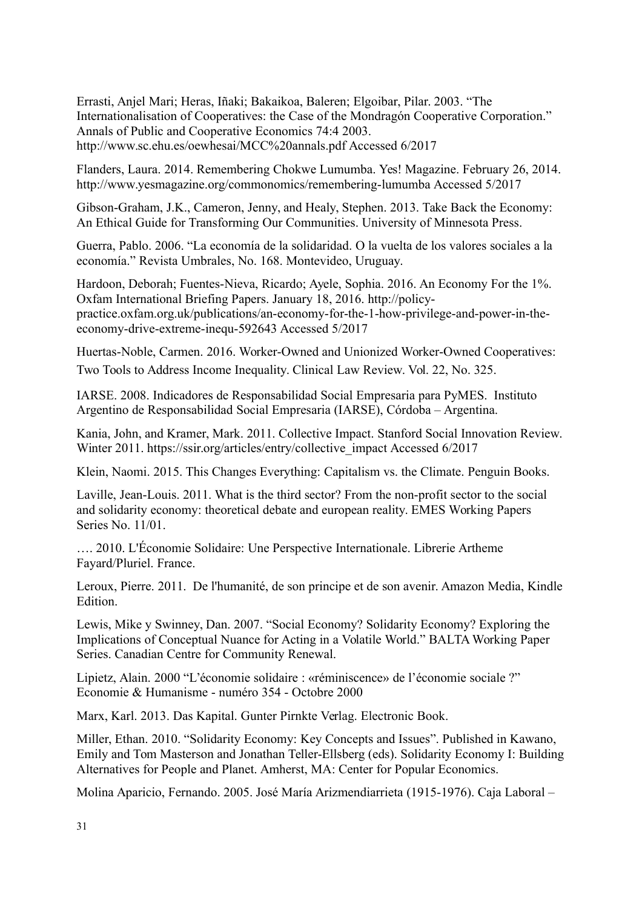Errasti, Anjel Mari; Heras, Iñaki; Bakaikoa, Baleren; Elgoibar, Pilar. 2003. "The Internationalisation of Cooperatives: the Case of the Mondragón Cooperative Corporation." Annals of Public and Cooperative Economics 74:4 2003. http://www.sc.ehu.es/oewhesai/MCC%20annals.pdf Accessed 6/2017

Flanders, Laura. 2014. Remembering Chokwe Lumumba. Yes! Magazine. February 26, 2014. http://www.yesmagazine.org/commonomics/remembering-lumumba Accessed 5/2017

Gibson-Graham, J.K., Cameron, Jenny, and Healy, Stephen. 2013. Take Back the Economy: An Ethical Guide for Transforming Our Communities. University of Minnesota Press.

Guerra, Pablo. 2006. "La economía de la solidaridad. O la vuelta de los valores sociales a la economía." Revista Umbrales, No. 168. Montevideo, Uruguay.

Hardoon, Deborah; Fuentes-Nieva, Ricardo; Ayele, Sophia. 2016. An Economy For the 1%. Oxfam International Briefing Papers. January 18, 2016. http://policy-practice.oxfam.org.uk/publications/an-economy-for-the-1-how-privilege-and-power-in-the-economy-drive-extreme-inequ-592643 Accessed 5/2017

Huertas-Noble, Carmen. 2016. Worker-Owned and Unionized Worker-Owned Cooperatives: Two Tools to Address Income Inequality. Clinical Law Review. Vol. 22, No. 325.

IARSE. 2008. Indicadores de Responsabilidad Social Empresaria para PyMES. Instituto Argentino de Responsabilidad Social Empresaria (IARSE), Córdoba – Argentina.

Kania, John, and Kramer, Mark. 2011. Collective Impact. Stanford Social Innovation Review. Winter 2011. https://ssir.org/articles/entry/collective_impact Accessed 6/2017

Klein, Naomi. 2015. This Changes Everything: Capitalism vs. the Climate. Penguin Books.

Laville, Jean-Louis. 2011. What is the third sector? From the non-profit sector to the social and solidarity economy: theoretical debate and european reality. EMES Working Papers Series No. 11/01.

…. 2010. L'Économie Solidaire: Une Perspective Internationale. Librerie Artheme Fayard/Pluriel. France.

Leroux, Pierre. 2011. De l'humanité, de son principe et de son avenir. Amazon Media, Kindle Edition.

Lewis, Mike y Swinney, Dan. 2007. "Social Economy? Solidarity Economy? Exploring the Implications of Conceptual Nuance for Acting in a Volatile World." BALTA Working Paper Series. Canadian Centre for Community Renewal.

Lipietz, Alain. 2000 "L'économie solidaire : «réminiscence» de l'économie sociale ?" Economie & Humanisme - numéro 354 - Octobre 2000

Marx, Karl. 2013. Das Kapital. Gunter Pirnkte Verlag. Electronic Book.

Miller, Ethan. 2010. "Solidarity Economy: Key Concepts and Issues". Published in Kawano, Emily and Tom Masterson and Jonathan Teller-Ellsberg (eds). Solidarity Economy I: Building Alternatives for People and Planet. Amherst, MA: Center for Popular Economics.

Molina Aparicio, Fernando. 2005. José María Arizmendiarrieta (1915-1976). Caja Laboral –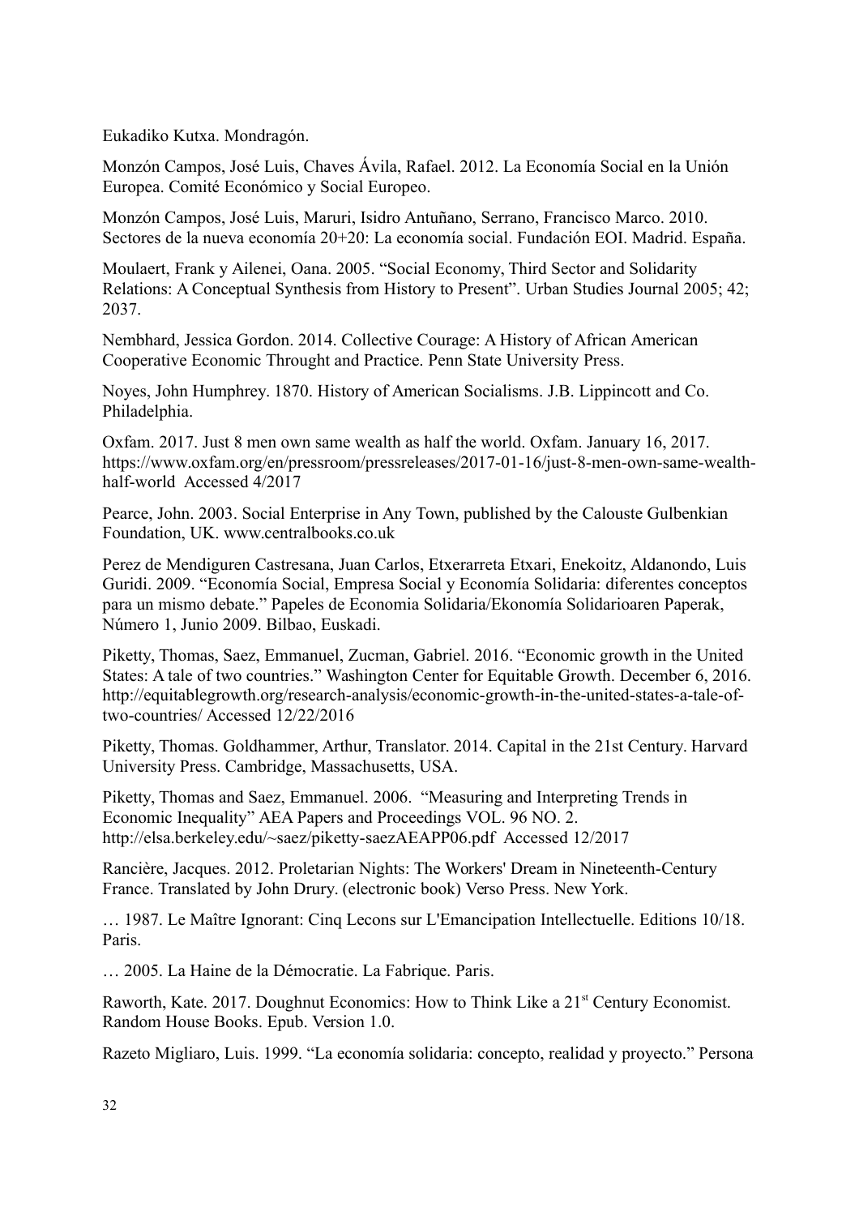Eukadiko Kutxa. Mondragón.

Monzón Campos, José Luis, Chaves Ávila, Rafael. 2012. La Economía Social en la Unión Europea. Comité Económico y Social Europeo.

Monzón Campos, José Luis, Maruri, Isidro Antuñano, Serrano, Francisco Marco. 2010. Sectores de la nueva economía 20+20: La economía social. Fundación EOI. Madrid. España.

Moulaert, Frank y Ailenei, Oana. 2005. "Social Economy, Third Sector and Solidarity Relations: A Conceptual Synthesis from History to Present". Urban Studies Journal 2005; 42; 2037.

Nembhard, Jessica Gordon. 2014. Collective Courage: A History of African American Cooperative Economic Throught and Practice. Penn State University Press.

Noyes, John Humphrey. 1870. History of American Socialisms. J.B. Lippincott and Co. Philadelphia.

Oxfam. 2017. Just 8 men own same wealth as half the world. Oxfam. January 16, 2017. https://www.oxfam.org/en/pressroom/pressreleases/2017-01-16/just-8-men-own-same-wealth-half-world Accessed 4/2017

Pearce, John. 2003. Social Enterprise in Any Town, published by the Calouste Gulbenkian Foundation, UK. www.centralbooks.co.uk

Perez de Mendiguren Castresana, Juan Carlos, Etxerarreta Etxari, Enekoitz, Aldanondo, Luis Guridi. 2009. "Economía Social, Empresa Social y Economía Solidaria: diferentes conceptos para un mismo debate." Papeles de Economia Solidaria/Ekonomía Solidarioaren Paperak, Número 1, Junio 2009. Bilbao, Euskadi.

Piketty, Thomas, Saez, Emmanuel, Zucman, Gabriel. 2016. "Economic growth in the United States: A tale of two countries." Washington Center for Equitable Growth. December 6, 2016. http://equitablegrowth.org/research-analysis/economic-growth-in-the-united-states-a-tale-of-two-countries/ Accessed 12/22/2016

Piketty, Thomas. Goldhammer, Arthur, Translator. 2014. Capital in the 21st Century. Harvard University Press. Cambridge, Massachusetts, USA.

Piketty, Thomas and Saez, Emmanuel. 2006. "Measuring and Interpreting Trends in Economic Inequality" AEA Papers and Proceedings VOL. 96 NO. 2. http://elsa.berkeley.edu/~saez/piketty-saezAEAPP06.pdf Accessed 12/2017

Rancière, Jacques. 2012. Proletarian Nights: The Workers' Dream in Nineteenth-Century France. Translated by John Drury. (electronic book) Verso Press. New York.

… 1987. Le Maître Ignorant: Cinq Lecons sur L'Emancipation Intellectuelle. Editions 10/18. Paris.

… 2005. La Haine de la Démocratie. La Fabrique. Paris.

Raworth, Kate. 2017. Doughnut Economics: How to Think Like a 21st Century Economist. Random House Books. Epub. Version 1.0.

Razeto Migliaro, Luis. 1999. "La economía solidaria: concepto, realidad y proyecto." Persona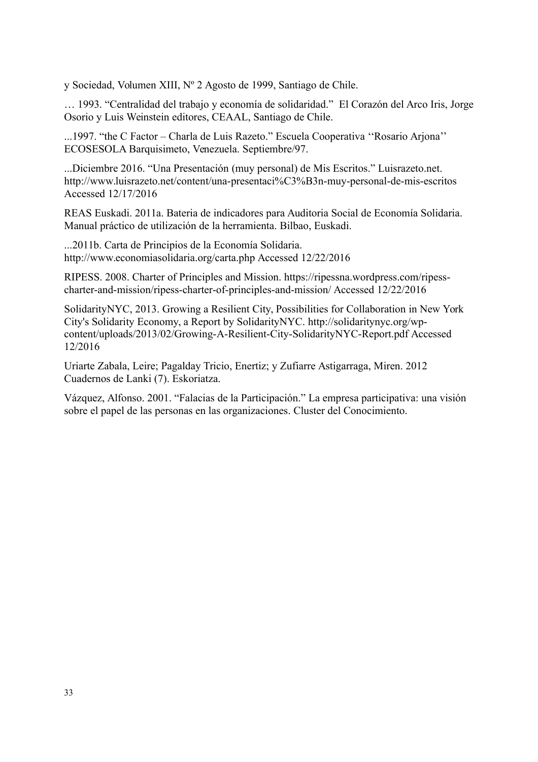y Sociedad, Volumen XIII, Nº 2 Agosto de 1999, Santiago de Chile.

… 1993. "Centralidad del trabajo y economía de solidaridad." El Corazón del Arco Iris, Jorge Osorio y Luis Weinstein editores, CEAAL, Santiago de Chile.

...1997. "the C Factor – Charla de Luis Razeto." Escuela Cooperativa ''Rosario Arjona'' ECOSESOLA Barquisimeto, Venezuela. Septiembre/97.

...Diciembre 2016. "Una Presentación (muy personal) de Mis Escritos." Luisrazeto.net. http://www.luisrazeto.net/content/una-presentaci%C3%B3n-muy-personal-de-mis-escritos Accessed 12/17/2016

REAS Euskadi. 2011a. Bateria de indicadores para Auditoria Social de Economía Solidaria. Manual práctico de utilización de la herramienta. Bilbao, Euskadi.

...2011b. Carta de Principios de la Economía Solidaria. http://www.economiasolidaria.org/carta.php Accessed 12/22/2016

RIPESS. 2008. Charter of Principles and Mission. https://ripessna.wordpress.com/ripess-charter-and-mission/ripess-charter-of-principles-and-mission/ Accessed 12/22/2016

SolidarityNYC, 2013. Growing a Resilient City, Possibilities for Collaboration in New York City's Solidarity Economy, a Report by SolidarityNYC. http://solidaritynyc.org/wp-content/uploads/2013/02/Growing-A-Resilient-City-SolidarityNYC-Report.pdf Accessed 12/2016

Uriarte Zabala, Leire; Pagalday Tricio, Enertiz; y Zufiarre Astigarraga, Miren. 2012 Cuadernos de Lanki (7). Eskoriatza.

Vázquez, Alfonso. 2001. "Falacias de la Participación." La empresa participativa: una visión sobre el papel de las personas en las organizaciones. Cluster del Conocimiento.